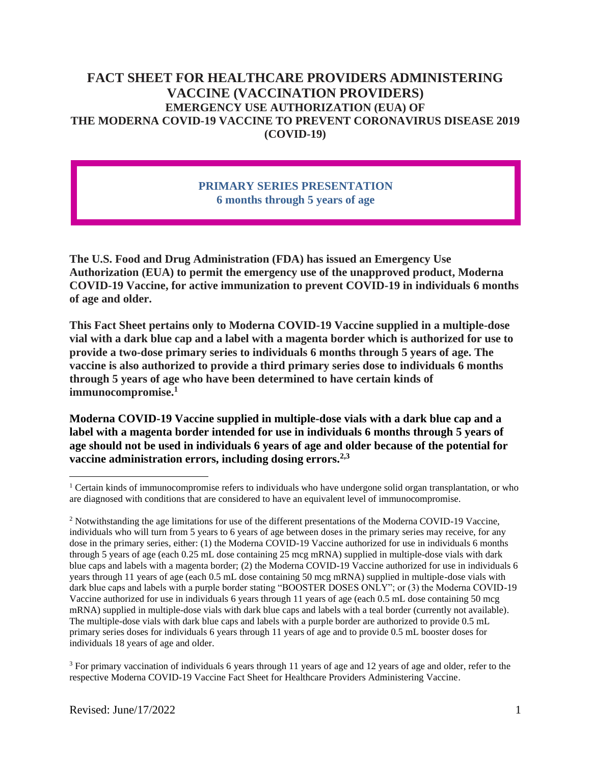# FACT SHEET FOR HEALTHCARE PROVIDERS ADMINISTERING VACCINE (VACCINATION PROVIDERS)

## EMERGENCY USE AUTHORIZATION (EUA) OF THE MODERNA COVID-19 VACCINE TO PREVENT CORONAVIRUS DISEASE 2019 (COVID-19)

**PRIMARY SERIES PRESENTATION**
**6 months through 5 years of age**

**The U.S. Food and Drug Administration (FDA) has issued an Emergency Use Authorization (EUA) to permit the emergency use of the unapproved product, Moderna COVID-19 Vaccine, for active immunization to prevent COVID-19 in individuals 6 months of age and older.**

**This Fact Sheet pertains only to Moderna COVID-19 Vaccine supplied in a multiple-dose vial with a dark blue cap and a label with a magenta border which is authorized for use to provide a two-dose primary series to individuals 6 months through 5 years of age. The vaccine is also authorized to provide a third primary series dose to individuals 6 months through 5 years of age who have been determined to have certain kinds of immunocompromise.[1]**

**Moderna COVID-19 Vaccine supplied in multiple-dose vials with a dark blue cap and a label with a magenta border intended for use in individuals 6 months through 5 years of age should not be used in individuals 6 years of age and older because of the potential for vaccine administration errors, including dosing errors.[2,3]**

---

[1] Certain kinds of immunocompromise refers to individuals who have undergone solid organ transplantation, or who are diagnosed with conditions that are considered to have an equivalent level of immunocompromise.

[2] Notwithstanding the age limitations for use of the different presentations of the Moderna COVID-19 Vaccine, individuals who will turn from 5 years to 6 years of age between doses in the primary series may receive, for any dose in the primary series, either: (1) the Moderna COVID-19 Vaccine authorized for use in individuals 6 months through 5 years of age (each 0.25 mL dose containing 25 mcg mRNA) supplied in multiple-dose vials with dark blue caps and labels with a magenta border; (2) the Moderna COVID-19 Vaccine authorized for use in individuals 6 years through 11 years of age (each 0.5 mL dose containing 50 mcg mRNA) supplied in multiple-dose vials with dark blue caps and labels with a purple border stating "BOOSTER DOSES ONLY"; or (3) the Moderna COVID-19 Vaccine authorized for use in individuals 6 years through 11 years of age (each 0.5 mL dose containing 50 mcg mRNA) supplied in multiple-dose vials with dark blue caps and labels with a teal border (currently not available). The multiple-dose vials with dark blue caps and labels with a purple border are authorized to provide 0.5 mL primary series doses for individuals 6 years through 11 years of age and to provide 0.5 mL booster doses for individuals 18 years of age and older.

[3] For primary vaccination of individuals 6 years through 11 years of age and 12 years of age and older, refer to the respective Moderna COVID-19 Vaccine Fact Sheet for Healthcare Providers Administering Vaccine.

Revised: June/17/2022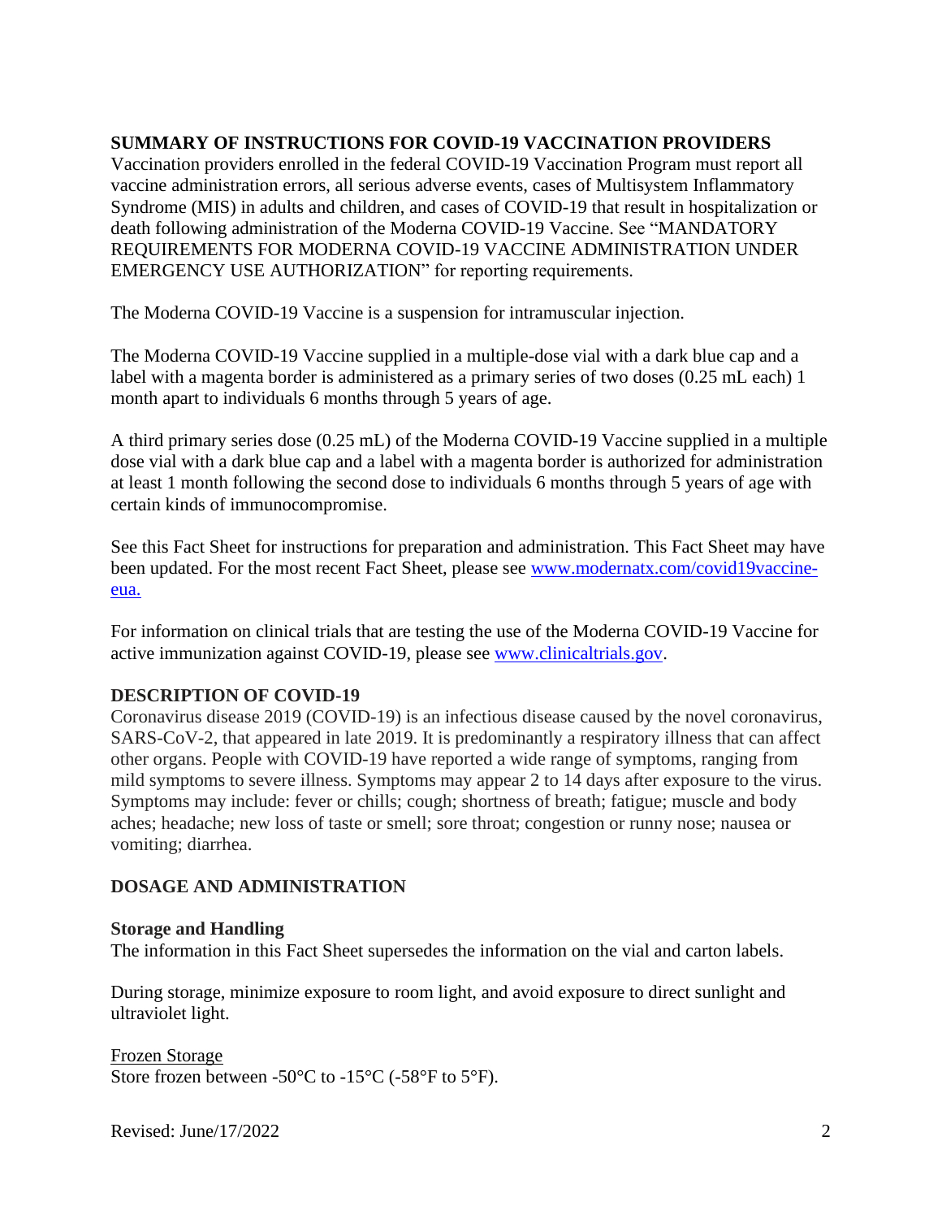## SUMMARY OF INSTRUCTIONS FOR COVID-19 VACCINATION PROVIDERS

Vaccination providers enrolled in the federal COVID-19 Vaccination Program must report all vaccine administration errors, all serious adverse events, cases of Multisystem Inflammatory Syndrome (MIS) in adults and children, and cases of COVID-19 that result in hospitalization or death following administration of the Moderna COVID-19 Vaccine. See "MANDATORY REQUIREMENTS FOR MODERNA COVID-19 VACCINE ADMINISTRATION UNDER EMERGENCY USE AUTHORIZATION" for reporting requirements.

The Moderna COVID-19 Vaccine is a suspension for intramuscular injection.

The Moderna COVID-19 Vaccine supplied in a multiple-dose vial with a dark blue cap and a label with a magenta border is administered as a primary series of two doses (0.25 mL each) 1 month apart to individuals 6 months through 5 years of age.

A third primary series dose (0.25 mL) of the Moderna COVID-19 Vaccine supplied in a multiple dose vial with a dark blue cap and a label with a magenta border is authorized for administration at least 1 month following the second dose to individuals 6 months through 5 years of age with certain kinds of immunocompromise.

See this Fact Sheet for instructions for preparation and administration. This Fact Sheet may have been updated. For the most recent Fact Sheet, please see [www.modernatx.com/covid19vaccine-eua.](www.modernatx.com/covid19vaccine-eua)

For information on clinical trials that are testing the use of the Moderna COVID-19 Vaccine for active immunization against COVID-19, please see [www.clinicaltrials.gov](www.clinicaltrials.gov).

## DESCRIPTION OF COVID-19

Coronavirus disease 2019 (COVID-19) is an infectious disease caused by the novel coronavirus, SARS-CoV-2, that appeared in late 2019. It is predominantly a respiratory illness that can affect other organs. People with COVID-19 have reported a wide range of symptoms, ranging from mild symptoms to severe illness. Symptoms may appear 2 to 14 days after exposure to the virus. Symptoms may include: fever or chills; cough; shortness of breath; fatigue; muscle and body aches; headache; new loss of taste or smell; sore throat; congestion or runny nose; nausea or vomiting; diarrhea.

## DOSAGE AND ADMINISTRATION

### Storage and Handling

The information in this Fact Sheet supersedes the information on the vial and carton labels.

During storage, minimize exposure to room light, and avoid exposure to direct sunlight and ultraviolet light.

<u>Frozen Storage</u>

Store frozen between -50°C to -15°C (-58°F to 5°F).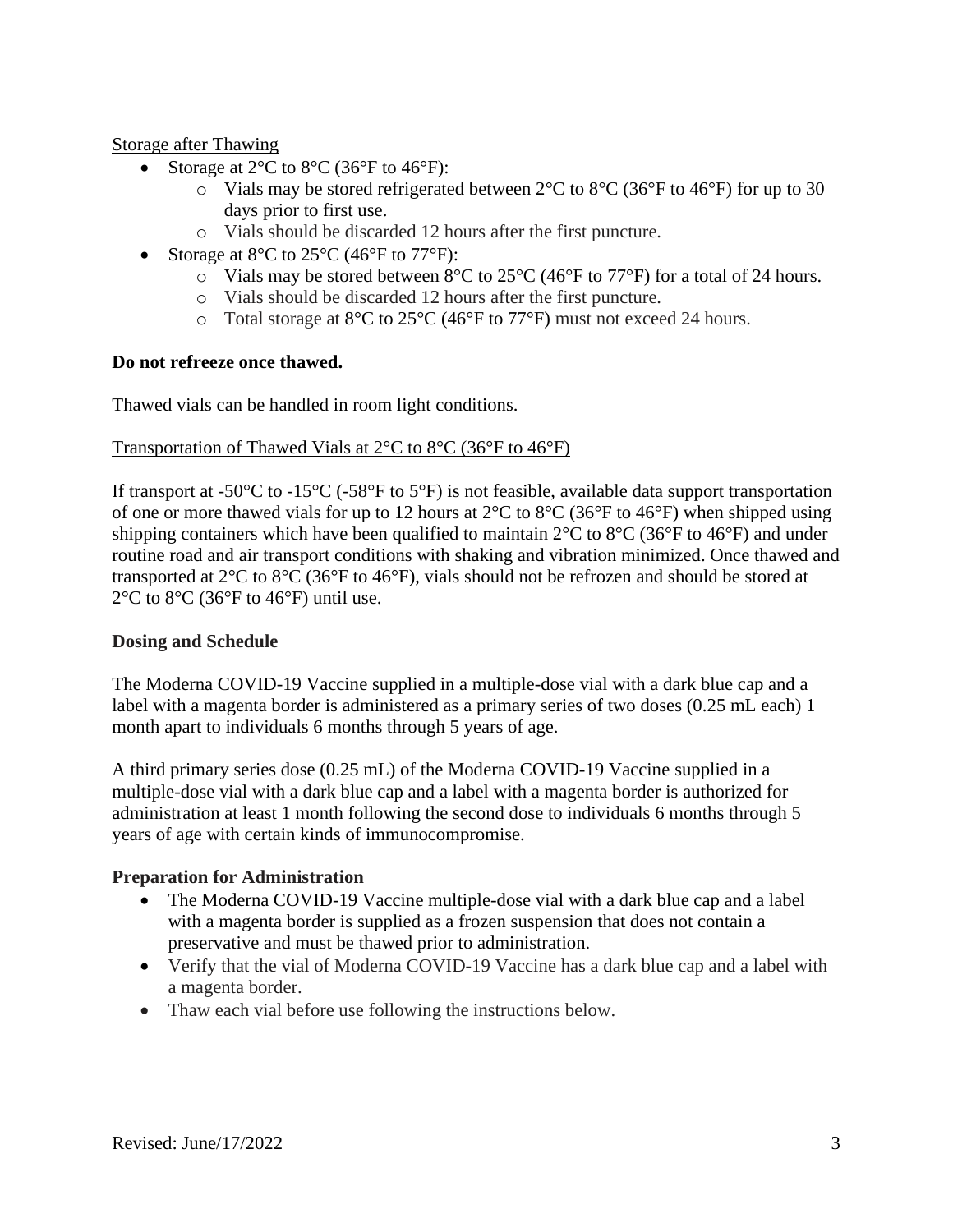Storage after Thawing

- Storage at 2°C to 8°C (36°F to 46°F):
  - Vials may be stored refrigerated between 2°C to 8°C (36°F to 46°F) for up to 30 days prior to first use.
  - Vials should be discarded 12 hours after the first puncture.
- Storage at 8°C to 25°C (46°F to 77°F):
  - Vials may be stored between 8°C to 25°C (46°F to 77°F) for a total of 24 hours.
  - Vials should be discarded 12 hours after the first puncture.
  - Total storage at 8°C to 25°C (46°F to 77°F) must not exceed 24 hours.

**Do not refreeze once thawed.**

Thawed vials can be handled in room light conditions.

Transportation of Thawed Vials at 2°C to 8°C (36°F to 46°F)

If transport at -50°C to -15°C (-58°F to 5°F) is not feasible, available data support transportation of one or more thawed vials for up to 12 hours at 2°C to 8°C (36°F to 46°F) when shipped using shipping containers which have been qualified to maintain 2°C to 8°C (36°F to 46°F) and under routine road and air transport conditions with shaking and vibration minimized. Once thawed and transported at 2°C to 8°C (36°F to 46°F), vials should not be refrozen and should be stored at 2°C to 8°C (36°F to 46°F) until use.

**Dosing and Schedule**

The Moderna COVID-19 Vaccine supplied in a multiple-dose vial with a dark blue cap and a label with a magenta border is administered as a primary series of two doses (0.25 mL each) 1 month apart to individuals 6 months through 5 years of age.

A third primary series dose (0.25 mL) of the Moderna COVID-19 Vaccine supplied in a multiple-dose vial with a dark blue cap and a label with a magenta border is authorized for administration at least 1 month following the second dose to individuals 6 months through 5 years of age with certain kinds of immunocompromise.

**Preparation for Administration**

- The Moderna COVID-19 Vaccine multiple-dose vial with a dark blue cap and a label with a magenta border is supplied as a frozen suspension that does not contain a preservative and must be thawed prior to administration.
- Verify that the vial of Moderna COVID-19 Vaccine has a dark blue cap and a label with a magenta border.
- Thaw each vial before use following the instructions below.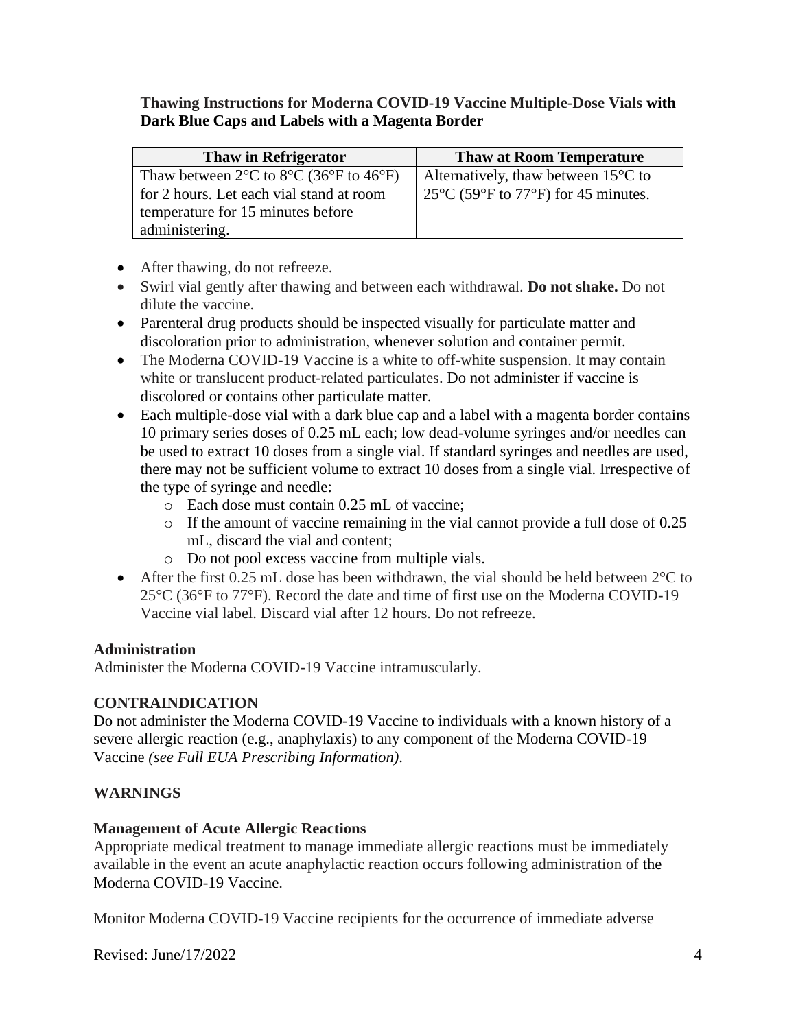**Thawing Instructions for Moderna COVID-19 Vaccine Multiple-Dose Vials with Dark Blue Caps and Labels with a Magenta Border**

| Thaw in Refrigerator | Thaw at Room Temperature |
|---|---|
| Thaw between 2°C to 8°C (36°F to 46°F) for 2 hours. Let each vial stand at room temperature for 15 minutes before administering. | Alternatively, thaw between 15°C to 25°C (59°F to 77°F) for 45 minutes. |

- After thawing, do not refreeze.
- Swirl vial gently after thawing and between each withdrawal. **Do not shake.** Do not dilute the vaccine.
- Parenteral drug products should be inspected visually for particulate matter and discoloration prior to administration, whenever solution and container permit.
- The Moderna COVID-19 Vaccine is a white to off-white suspension. It may contain white or translucent product-related particulates. Do not administer if vaccine is discolored or contains other particulate matter.
- Each multiple-dose vial with a dark blue cap and a label with a magenta border contains 10 primary series doses of 0.25 mL each; low dead-volume syringes and/or needles can be used to extract 10 doses from a single vial. If standard syringes and needles are used, there may not be sufficient volume to extract 10 doses from a single vial. Irrespective of the type of syringe and needle:
    - Each dose must contain 0.25 mL of vaccine;
    - If the amount of vaccine remaining in the vial cannot provide a full dose of 0.25 mL, discard the vial and content;
    - Do not pool excess vaccine from multiple vials.
- After the first 0.25 mL dose has been withdrawn, the vial should be held between 2°C to 25°C (36°F to 77°F). Record the date and time of first use on the Moderna COVID-19 Vaccine vial label. Discard vial after 12 hours. Do not refreeze.

**Administration**

Administer the Moderna COVID-19 Vaccine intramuscularly.

**CONTRAINDICATION**

Do not administer the Moderna COVID-19 Vaccine to individuals with a known history of a severe allergic reaction (e.g., anaphylaxis) to any component of the Moderna COVID-19 Vaccine *(see Full EUA Prescribing Information)*.

**WARNINGS**

**Management of Acute Allergic Reactions**

Appropriate medical treatment to manage immediate allergic reactions must be immediately available in the event an acute anaphylactic reaction occurs following administration of the Moderna COVID-19 Vaccine.

Monitor Moderna COVID-19 Vaccine recipients for the occurrence of immediate adverse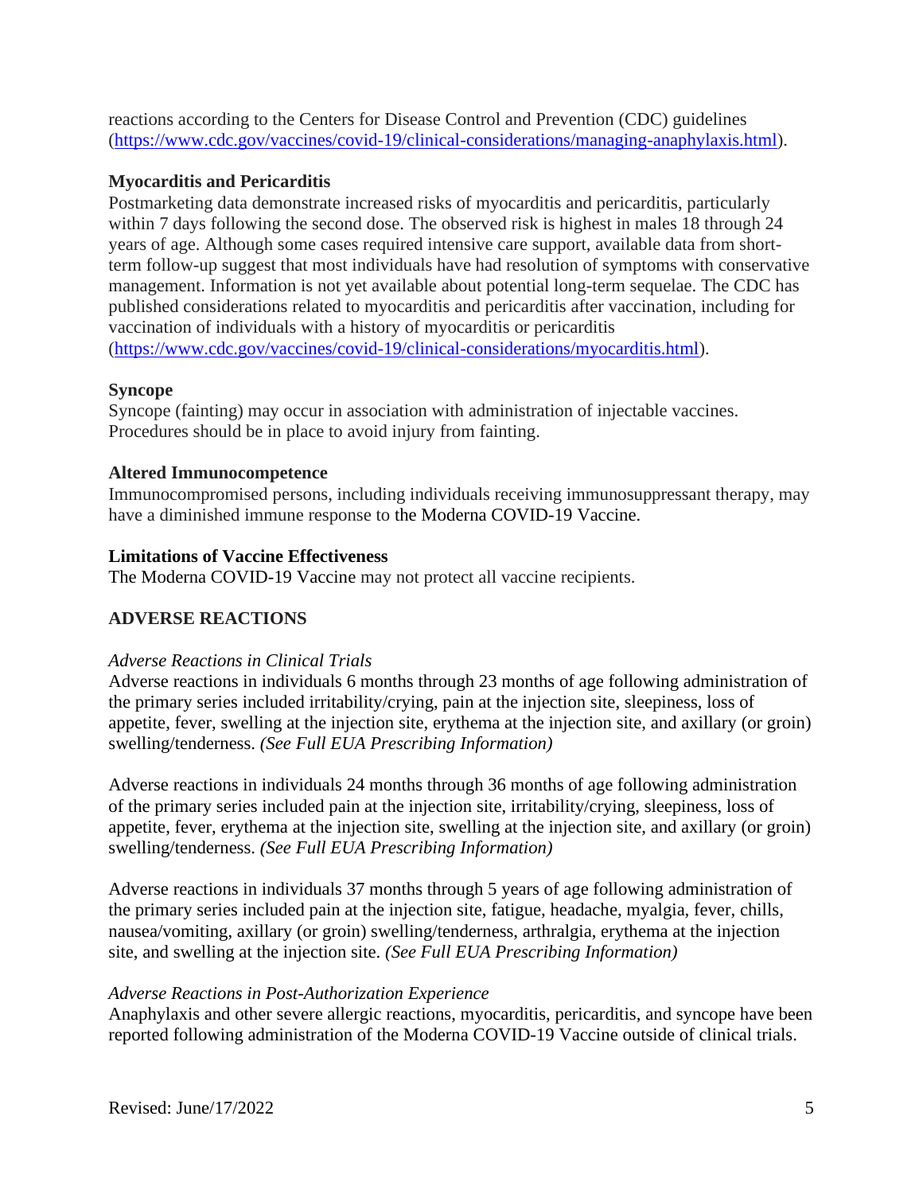reactions according to the Centers for Disease Control and Prevention (CDC) guidelines (https://www.cdc.gov/vaccines/covid-19/clinical-considerations/managing-anaphylaxis.html).

**Myocarditis and Pericarditis**

Postmarketing data demonstrate increased risks of myocarditis and pericarditis, particularly within 7 days following the second dose. The observed risk is highest in males 18 through 24 years of age. Although some cases required intensive care support, available data from short-term follow-up suggest that most individuals have had resolution of symptoms with conservative management. Information is not yet available about potential long-term sequelae. The CDC has published considerations related to myocarditis and pericarditis after vaccination, including for vaccination of individuals with a history of myocarditis or pericarditis (https://www.cdc.gov/vaccines/covid-19/clinical-considerations/myocarditis.html).

**Syncope**

Syncope (fainting) may occur in association with administration of injectable vaccines. Procedures should be in place to avoid injury from fainting.

**Altered Immunocompetence**

Immunocompromised persons, including individuals receiving immunosuppressant therapy, may have a diminished immune response to the Moderna COVID-19 Vaccine.

**Limitations of Vaccine Effectiveness**

The Moderna COVID-19 Vaccine may not protect all vaccine recipients.

## ADVERSE REACTIONS

*Adverse Reactions in Clinical Trials*

Adverse reactions in individuals 6 months through 23 months of age following administration of the primary series included irritability/crying, pain at the injection site, sleepiness, loss of appetite, fever, swelling at the injection site, erythema at the injection site, and axillary (or groin) swelling/tenderness. *(See Full EUA Prescribing Information)*

Adverse reactions in individuals 24 months through 36 months of age following administration of the primary series included pain at the injection site, irritability/crying, sleepiness, loss of appetite, fever, erythema at the injection site, swelling at the injection site, and axillary (or groin) swelling/tenderness. *(See Full EUA Prescribing Information)*

Adverse reactions in individuals 37 months through 5 years of age following administration of the primary series included pain at the injection site, fatigue, headache, myalgia, fever, chills, nausea/vomiting, axillary (or groin) swelling/tenderness, arthralgia, erythema at the injection site, and swelling at the injection site. *(See Full EUA Prescribing Information)*

*Adverse Reactions in Post-Authorization Experience*

Anaphylaxis and other severe allergic reactions, myocarditis, pericarditis, and syncope have been reported following administration of the Moderna COVID-19 Vaccine outside of clinical trials.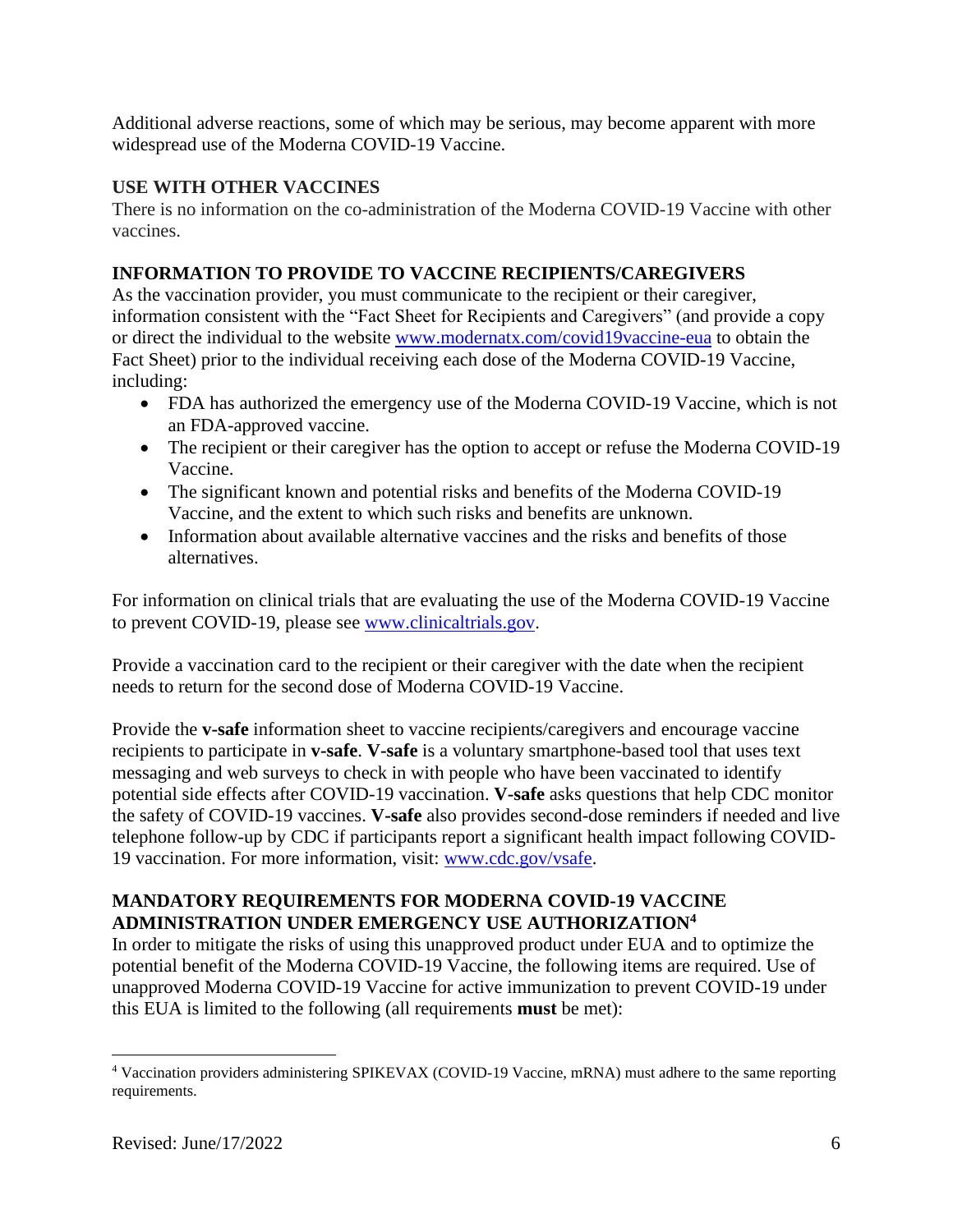Additional adverse reactions, some of which may be serious, may become apparent with more widespread use of the Moderna COVID-19 Vaccine.

## USE WITH OTHER VACCINES

There is no information on the co-administration of the Moderna COVID-19 Vaccine with other vaccines.

## INFORMATION TO PROVIDE TO VACCINE RECIPIENTS/CAREGIVERS

As the vaccination provider, you must communicate to the recipient or their caregiver, information consistent with the "Fact Sheet for Recipients and Caregivers" (and provide a copy or direct the individual to the website www.modernatx.com/covid19vaccine-eua to obtain the Fact Sheet) prior to the individual receiving each dose of the Moderna COVID-19 Vaccine, including:

- FDA has authorized the emergency use of the Moderna COVID-19 Vaccine, which is not an FDA-approved vaccine.
- The recipient or their caregiver has the option to accept or refuse the Moderna COVID-19 Vaccine.
- The significant known and potential risks and benefits of the Moderna COVID-19 Vaccine, and the extent to which such risks and benefits are unknown.
- Information about available alternative vaccines and the risks and benefits of those alternatives.

For information on clinical trials that are evaluating the use of the Moderna COVID-19 Vaccine to prevent COVID-19, please see www.clinicaltrials.gov.

Provide a vaccination card to the recipient or their caregiver with the date when the recipient needs to return for the second dose of Moderna COVID-19 Vaccine.

Provide the **v-safe** information sheet to vaccine recipients/caregivers and encourage vaccine recipients to participate in **v-safe**. **V-safe** is a voluntary smartphone-based tool that uses text messaging and web surveys to check in with people who have been vaccinated to identify potential side effects after COVID-19 vaccination. **V-safe** asks questions that help CDC monitor the safety of COVID-19 vaccines. **V-safe** also provides second-dose reminders if needed and live telephone follow-up by CDC if participants report a significant health impact following COVID-19 vaccination. For more information, visit: www.cdc.gov/vsafe.

## MANDATORY REQUIREMENTS FOR MODERNA COVID-19 VACCINE ADMINISTRATION UNDER EMERGENCY USE AUTHORIZATION[4]

In order to mitigate the risks of using this unapproved product under EUA and to optimize the potential benefit of the Moderna COVID-19 Vaccine, the following items are required. Use of unapproved Moderna COVID-19 Vaccine for active immunization to prevent COVID-19 under this EUA is limited to the following (all requirements **must** be met):

[4] Vaccination providers administering SPIKEVAX (COVID-19 Vaccine, mRNA) must adhere to the same reporting requirements.

Revised: June/17/2022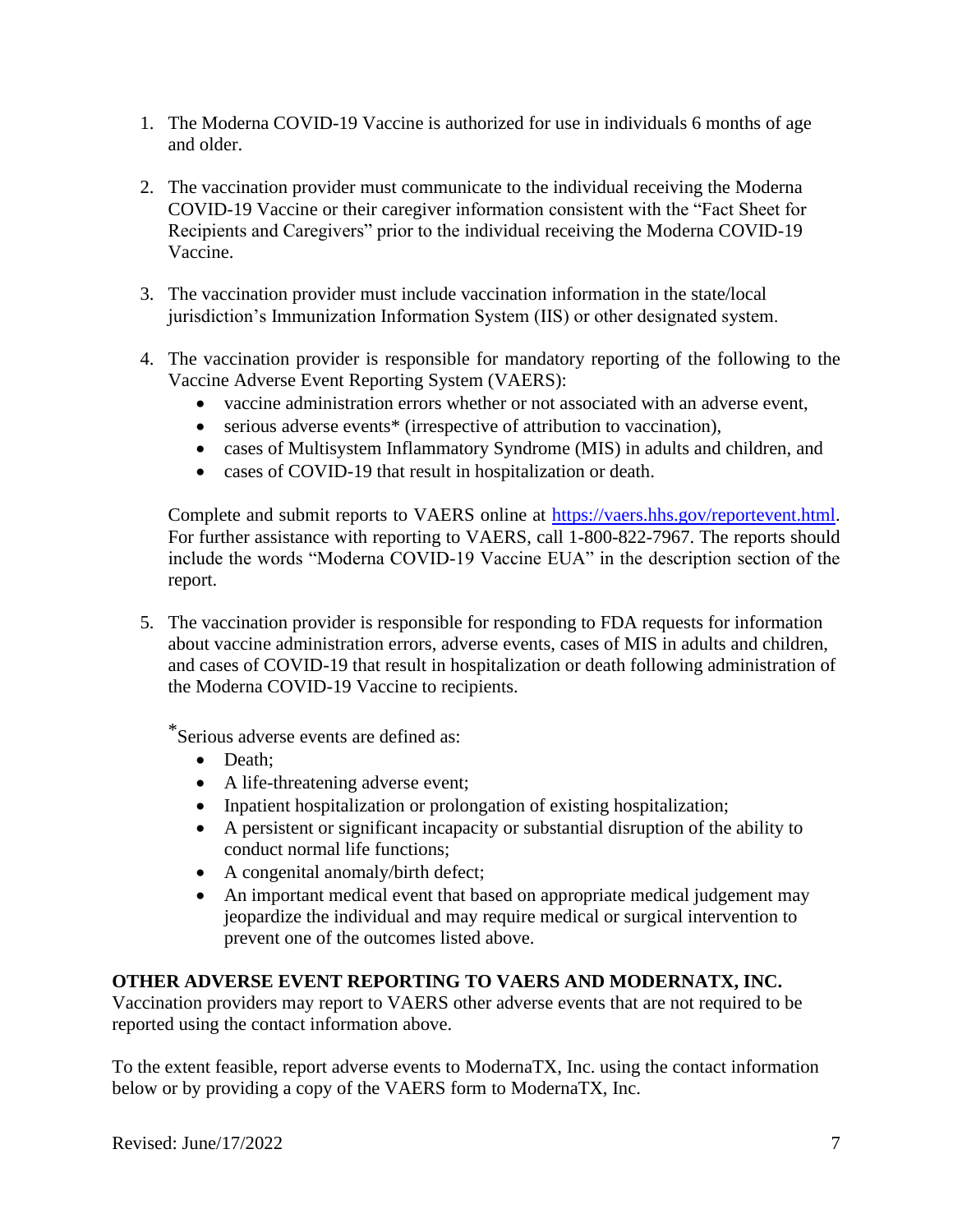1. The Moderna COVID-19 Vaccine is authorized for use in individuals 6 months of age and older.

2. The vaccination provider must communicate to the individual receiving the Moderna COVID-19 Vaccine or their caregiver information consistent with the "Fact Sheet for Recipients and Caregivers" prior to the individual receiving the Moderna COVID-19 Vaccine.

3. The vaccination provider must include vaccination information in the state/local jurisdiction's Immunization Information System (IIS) or other designated system.

4. The vaccination provider is responsible for mandatory reporting of the following to the Vaccine Adverse Event Reporting System (VAERS):
   - vaccine administration errors whether or not associated with an adverse event,
   - serious adverse events* (irrespective of attribution to vaccination),
   - cases of Multisystem Inflammatory Syndrome (MIS) in adults and children, and
   - cases of COVID-19 that result in hospitalization or death.

   Complete and submit reports to VAERS online at [https://vaers.hhs.gov/reportevent.html](https://vaers.hhs.gov/reportevent.html). For further assistance with reporting to VAERS, call 1-800-822-7967. The reports should include the words "Moderna COVID-19 Vaccine EUA" in the description section of the report.

5. The vaccination provider is responsible for responding to FDA requests for information about vaccine administration errors, adverse events, cases of MIS in adults and children, and cases of COVID-19 that result in hospitalization or death following administration of the Moderna COVID-19 Vaccine to recipients.

   *Serious adverse events are defined as:
   - Death;
   - A life-threatening adverse event;
   - Inpatient hospitalization or prolongation of existing hospitalization;
   - A persistent or significant incapacity or substantial disruption of the ability to conduct normal life functions;
   - A congenital anomaly/birth defect;
   - An important medical event that based on appropriate medical judgement may jeopardize the individual and may require medical or surgical intervention to prevent one of the outcomes listed above.

**OTHER ADVERSE EVENT REPORTING TO VAERS AND MODERNATX, INC.**

Vaccination providers may report to VAERS other adverse events that are not required to be reported using the contact information above.

To the extent feasible, report adverse events to ModernaTX, Inc. using the contact information below or by providing a copy of the VAERS form to ModernaTX, Inc.

Revised: June/17/2022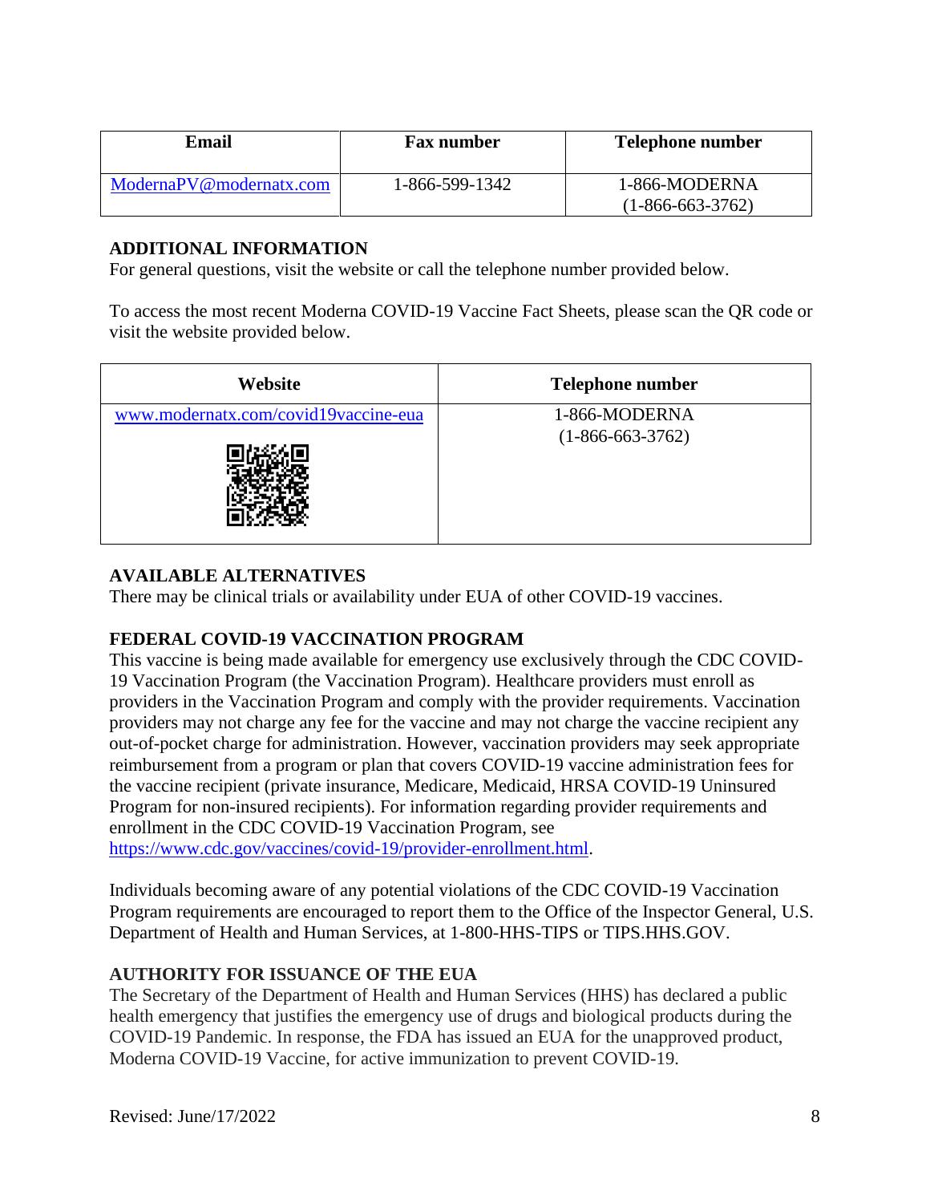| Email | Fax number | Telephone number |
| --- | --- | --- |
| ModernaPV@modernatx.com | 1-866-599-1342 | 1-866-MODERNA (1-866-663-3762) |

## ADDITIONAL INFORMATION

For general questions, visit the website or call the telephone number provided below.

To access the most recent Moderna COVID-19 Vaccine Fact Sheets, please scan the QR code or visit the website provided below.

| Website | Telephone number |
| --- | --- |
| www.modernatx.com/covid19vaccine-eua | 1-866-MODERNA (1-866-663-3762) |

## AVAILABLE ALTERNATIVES

There may be clinical trials or availability under EUA of other COVID-19 vaccines.

## FEDERAL COVID-19 VACCINATION PROGRAM

This vaccine is being made available for emergency use exclusively through the CDC COVID-19 Vaccination Program (the Vaccination Program). Healthcare providers must enroll as providers in the Vaccination Program and comply with the provider requirements. Vaccination providers may not charge any fee for the vaccine and may not charge the vaccine recipient any out-of-pocket charge for administration. However, vaccination providers may seek appropriate reimbursement from a program or plan that covers COVID-19 vaccine administration fees for the vaccine recipient (private insurance, Medicare, Medicaid, HRSA COVID-19 Uninsured Program for non-insured recipients). For information regarding provider requirements and enrollment in the CDC COVID-19 Vaccination Program, see https://www.cdc.gov/vaccines/covid-19/provider-enrollment.html.

Individuals becoming aware of any potential violations of the CDC COVID-19 Vaccination Program requirements are encouraged to report them to the Office of the Inspector General, U.S. Department of Health and Human Services, at 1-800-HHS-TIPS or TIPS.HHS.GOV.

## AUTHORITY FOR ISSUANCE OF THE EUA

The Secretary of the Department of Health and Human Services (HHS) has declared a public health emergency that justifies the emergency use of drugs and biological products during the COVID-19 Pandemic. In response, the FDA has issued an EUA for the unapproved product, Moderna COVID-19 Vaccine, for active immunization to prevent COVID-19.

Revised: June/17/2022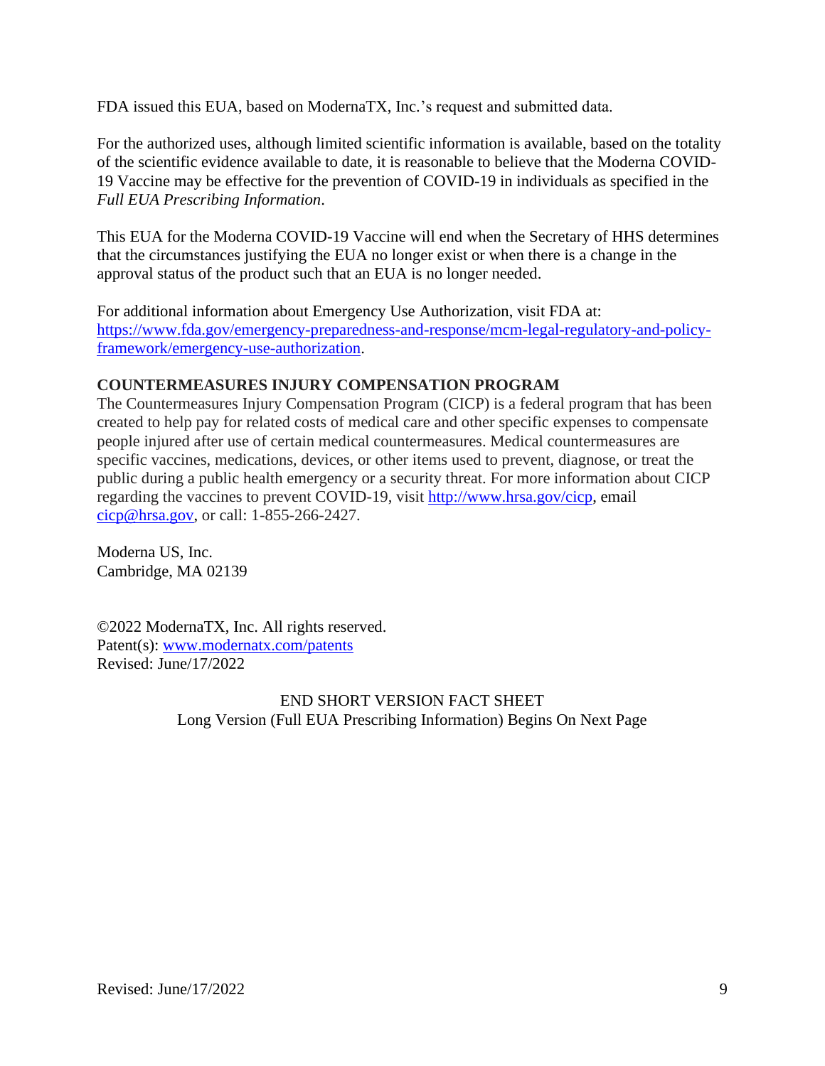FDA issued this EUA, based on ModernaTX, Inc.'s request and submitted data.

For the authorized uses, although limited scientific information is available, based on the totality of the scientific evidence available to date, it is reasonable to believe that the Moderna COVID-19 Vaccine may be effective for the prevention of COVID-19 in individuals as specified in the *Full EUA Prescribing Information*.

This EUA for the Moderna COVID-19 Vaccine will end when the Secretary of HHS determines that the circumstances justifying the EUA no longer exist or when there is a change in the approval status of the product such that an EUA is no longer needed.

For additional information about Emergency Use Authorization, visit FDA at: https://www.fda.gov/emergency-preparedness-and-response/mcm-legal-regulatory-and-policy-framework/emergency-use-authorization.

**COUNTERMEASURES INJURY COMPENSATION PROGRAM**

The Countermeasures Injury Compensation Program (CICP) is a federal program that has been created to help pay for related costs of medical care and other specific expenses to compensate people injured after use of certain medical countermeasures. Medical countermeasures are specific vaccines, medications, devices, or other items used to prevent, diagnose, or treat the public during a public health emergency or a security threat. For more information about CICP regarding the vaccines to prevent COVID-19, visit http://www.hrsa.gov/cicp, email cicp@hrsa.gov, or call: 1-855-266-2427.

Moderna US, Inc.
Cambridge, MA 02139

©2022 ModernaTX, Inc. All rights reserved.
Patent(s): www.modernatx.com/patents
Revised: June/17/2022

END SHORT VERSION FACT SHEET
Long Version (Full EUA Prescribing Information) Begins On Next Page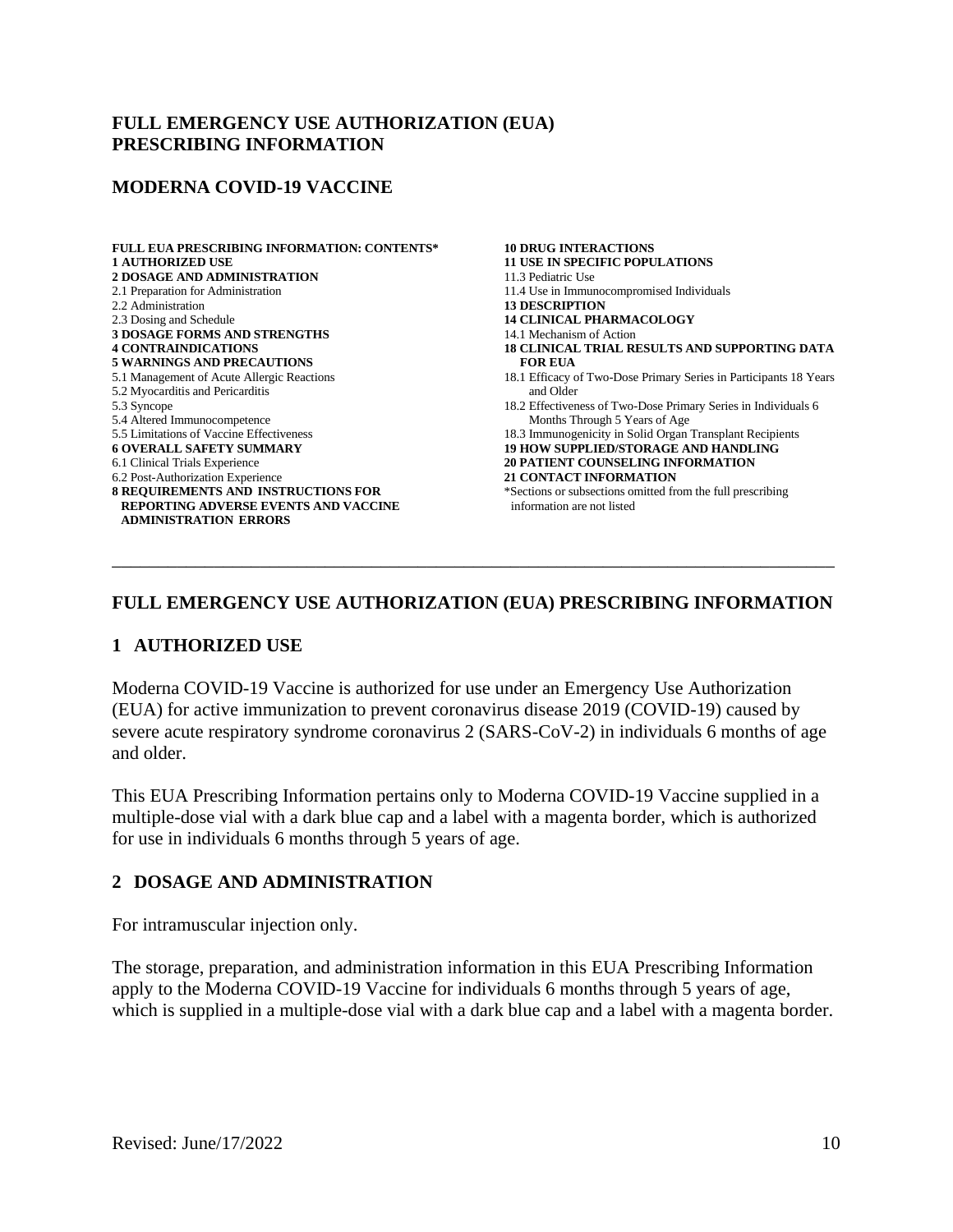# FULL EMERGENCY USE AUTHORIZATION (EUA) PRESCRIBING INFORMATION

# MODERNA COVID-19 VACCINE

**FULL EUA PRESCRIBING INFORMATION: CONTENTS***

**1 AUTHORIZED USE**

**2 DOSAGE AND ADMINISTRATION**

2.1 Preparation for Administration

2.2 Administration

2.3 Dosing and Schedule

**3 DOSAGE FORMS AND STRENGTHS**

**4 CONTRAINDICATIONS**

**5 WARNINGS AND PRECAUTIONS**

5.1 Management of Acute Allergic Reactions

5.2 Myocarditis and Pericarditis

5.3 Syncope

5.4 Altered Immunocompetence

5.5 Limitations of Vaccine Effectiveness

**6 OVERALL SAFETY SUMMARY**

6.1 Clinical Trials Experience

6.2 Post-Authorization Experience

**8 REQUIREMENTS AND INSTRUCTIONS FOR REPORTING ADVERSE EVENTS AND VACCINE ADMINISTRATION ERRORS**

**10 DRUG INTERACTIONS**

**11 USE IN SPECIFIC POPULATIONS**

11.3 Pediatric Use

11.4 Use in Immunocompromised Individuals

**13 DESCRIPTION**

**14 CLINICAL PHARMACOLOGY**

14.1 Mechanism of Action

**18 CLINICAL TRIAL RESULTS AND SUPPORTING DATA FOR EUA**

18.1 Efficacy of Two-Dose Primary Series in Participants 18 Years and Older

18.2 Effectiveness of Two-Dose Primary Series in Individuals 6 Months Through 5 Years of Age

18.3 Immunogenicity in Solid Organ Transplant Recipients

**19 HOW SUPPLIED/STORAGE AND HANDLING**

**20 PATIENT COUNSELING INFORMATION**

**21 CONTACT INFORMATION**

*Sections or subsections omitted from the full prescribing information are not listed

---

# FULL EMERGENCY USE AUTHORIZATION (EUA) PRESCRIBING INFORMATION

## 1 AUTHORIZED USE

Moderna COVID-19 Vaccine is authorized for use under an Emergency Use Authorization (EUA) for active immunization to prevent coronavirus disease 2019 (COVID-19) caused by severe acute respiratory syndrome coronavirus 2 (SARS-CoV-2) in individuals 6 months of age and older.

This EUA Prescribing Information pertains only to Moderna COVID-19 Vaccine supplied in a multiple-dose vial with a dark blue cap and a label with a magenta border, which is authorized for use in individuals 6 months through 5 years of age.

## 2 DOSAGE AND ADMINISTRATION

For intramuscular injection only.

The storage, preparation, and administration information in this EUA Prescribing Information apply to the Moderna COVID-19 Vaccine for individuals 6 months through 5 years of age, which is supplied in a multiple-dose vial with a dark blue cap and a label with a magenta border.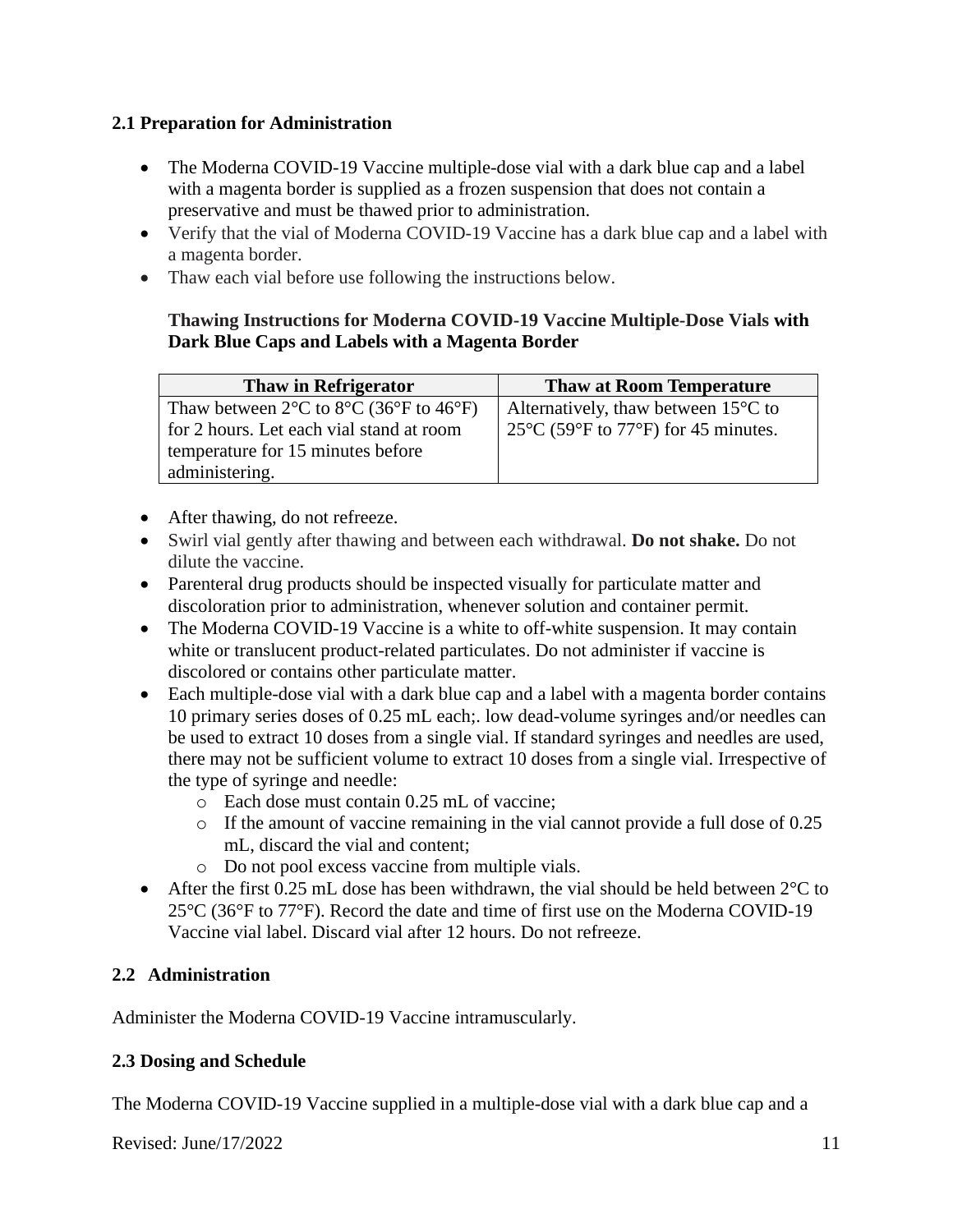## 2.1 Preparation for Administration

- The Moderna COVID-19 Vaccine multiple-dose vial with a dark blue cap and a label with a magenta border is supplied as a frozen suspension that does not contain a preservative and must be thawed prior to administration.
- Verify that the vial of Moderna COVID-19 Vaccine has a dark blue cap and a label with a magenta border.
- Thaw each vial before use following the instructions below.

**Thawing Instructions for Moderna COVID-19 Vaccine Multiple-Dose Vials with Dark Blue Caps and Labels with a Magenta Border**

| Thaw in Refrigerator | Thaw at Room Temperature |
| --- | --- |
| Thaw between 2°C to 8°C (36°F to 46°F) for 2 hours. Let each vial stand at room temperature for 15 minutes before administering. | Alternatively, thaw between 15°C to 25°C (59°F to 77°F) for 45 minutes. |

- After thawing, do not refreeze.
- Swirl vial gently after thawing and between each withdrawal. **Do not shake.** Do not dilute the vaccine.
- Parenteral drug products should be inspected visually for particulate matter and discoloration prior to administration, whenever solution and container permit.
- The Moderna COVID-19 Vaccine is a white to off-white suspension. It may contain white or translucent product-related particulates. Do not administer if vaccine is discolored or contains other particulate matter.
- Each multiple-dose vial with a dark blue cap and a label with a magenta border contains 10 primary series doses of 0.25 mL each;. low dead-volume syringes and/or needles can be used to extract 10 doses from a single vial. If standard syringes and needles are used, there may not be sufficient volume to extract 10 doses from a single vial. Irrespective of the type of syringe and needle:
  - Each dose must contain 0.25 mL of vaccine;
  - If the amount of vaccine remaining in the vial cannot provide a full dose of 0.25 mL, discard the vial and content;
  - Do not pool excess vaccine from multiple vials.
- After the first 0.25 mL dose has been withdrawn, the vial should be held between 2°C to 25°C (36°F to 77°F). Record the date and time of first use on the Moderna COVID-19 Vaccine vial label. Discard vial after 12 hours. Do not refreeze.

## 2.2 Administration

Administer the Moderna COVID-19 Vaccine intramuscularly.

## 2.3 Dosing and Schedule

The Moderna COVID-19 Vaccine supplied in a multiple-dose vial with a dark blue cap and a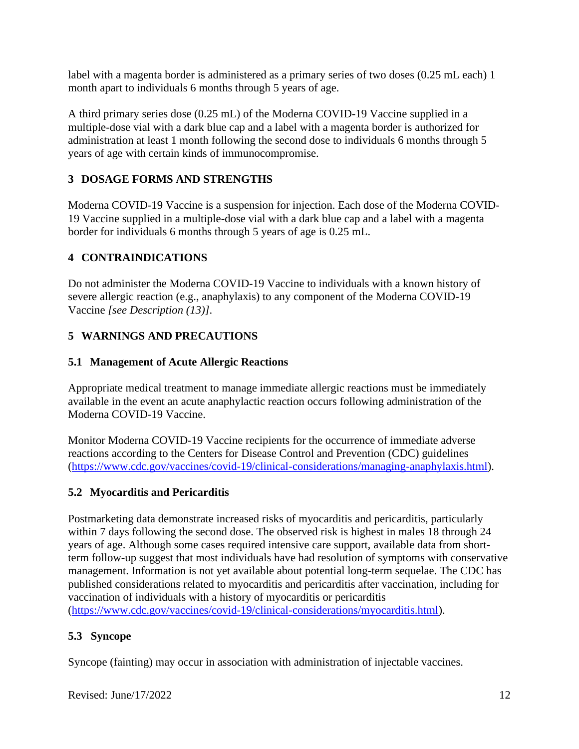label with a magenta border is administered as a primary series of two doses (0.25 mL each) 1 month apart to individuals 6 months through 5 years of age.

A third primary series dose (0.25 mL) of the Moderna COVID-19 Vaccine supplied in a multiple-dose vial with a dark blue cap and a label with a magenta border is authorized for administration at least 1 month following the second dose to individuals 6 months through 5 years of age with certain kinds of immunocompromise.

## 3 DOSAGE FORMS AND STRENGTHS

Moderna COVID-19 Vaccine is a suspension for injection. Each dose of the Moderna COVID-19 Vaccine supplied in a multiple-dose vial with a dark blue cap and a label with a magenta border for individuals 6 months through 5 years of age is 0.25 mL.

## 4 CONTRAINDICATIONS

Do not administer the Moderna COVID-19 Vaccine to individuals with a known history of severe allergic reaction (e.g., anaphylaxis) to any component of the Moderna COVID-19 Vaccine *[see Description (13)]*.

## 5 WARNINGS AND PRECAUTIONS

### 5.1 Management of Acute Allergic Reactions

Appropriate medical treatment to manage immediate allergic reactions must be immediately available in the event an acute anaphylactic reaction occurs following administration of the Moderna COVID-19 Vaccine.

Monitor Moderna COVID-19 Vaccine recipients for the occurrence of immediate adverse reactions according to the Centers for Disease Control and Prevention (CDC) guidelines (https://www.cdc.gov/vaccines/covid-19/clinical-considerations/managing-anaphylaxis.html).

### 5.2 Myocarditis and Pericarditis

Postmarketing data demonstrate increased risks of myocarditis and pericarditis, particularly within 7 days following the second dose. The observed risk is highest in males 18 through 24 years of age. Although some cases required intensive care support, available data from short-term follow-up suggest that most individuals have had resolution of symptoms with conservative management. Information is not yet available about potential long-term sequelae. The CDC has published considerations related to myocarditis and pericarditis after vaccination, including for vaccination of individuals with a history of myocarditis or pericarditis (https://www.cdc.gov/vaccines/covid-19/clinical-considerations/myocarditis.html).

### 5.3 Syncope

Syncope (fainting) may occur in association with administration of injectable vaccines.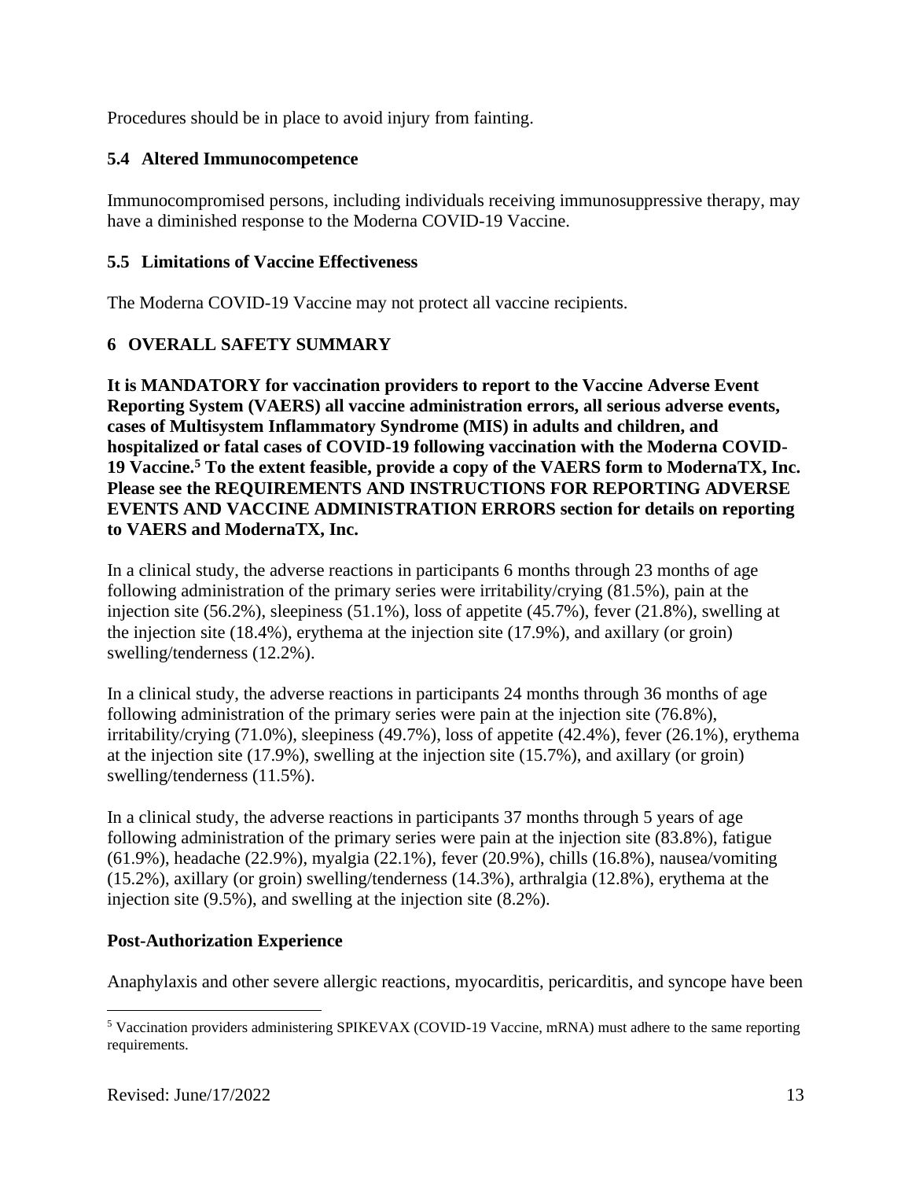Procedures should be in place to avoid injury from fainting.

### 5.4 Altered Immunocompetence

Immunocompromised persons, including individuals receiving immunosuppressive therapy, may have a diminished response to the Moderna COVID-19 Vaccine.

### 5.5 Limitations of Vaccine Effectiveness

The Moderna COVID-19 Vaccine may not protect all vaccine recipients.

## 6 OVERALL SAFETY SUMMARY

**It is MANDATORY for vaccination providers to report to the Vaccine Adverse Event Reporting System (VAERS) all vaccine administration errors, all serious adverse events, cases of Multisystem Inflammatory Syndrome (MIS) in adults and children, and hospitalized or fatal cases of COVID-19 following vaccination with the Moderna COVID-19 Vaccine.[5] To the extent feasible, provide a copy of the VAERS form to ModernaTX, Inc. Please see the REQUIREMENTS AND INSTRUCTIONS FOR REPORTING ADVERSE EVENTS AND VACCINE ADMINISTRATION ERRORS section for details on reporting to VAERS and ModernaTX, Inc.**

In a clinical study, the adverse reactions in participants 6 months through 23 months of age following administration of the primary series were irritability/crying (81.5%), pain at the injection site (56.2%), sleepiness (51.1%), loss of appetite (45.7%), fever (21.8%), swelling at the injection site (18.4%), erythema at the injection site (17.9%), and axillary (or groin) swelling/tenderness (12.2%).

In a clinical study, the adverse reactions in participants 24 months through 36 months of age following administration of the primary series were pain at the injection site (76.8%), irritability/crying (71.0%), sleepiness (49.7%), loss of appetite (42.4%), fever (26.1%), erythema at the injection site (17.9%), swelling at the injection site (15.7%), and axillary (or groin) swelling/tenderness (11.5%).

In a clinical study, the adverse reactions in participants 37 months through 5 years of age following administration of the primary series were pain at the injection site (83.8%), fatigue (61.9%), headache (22.9%), myalgia (22.1%), fever (20.9%), chills (16.8%), nausea/vomiting (15.2%), axillary (or groin) swelling/tenderness (14.3%), arthralgia (12.8%), erythema at the injection site (9.5%), and swelling at the injection site (8.2%).

**Post-Authorization Experience**

Anaphylaxis and other severe allergic reactions, myocarditis, pericarditis, and syncope have been

[5] Vaccination providers administering SPIKEVAX (COVID-19 Vaccine, mRNA) must adhere to the same reporting requirements.

Revised: June/17/2022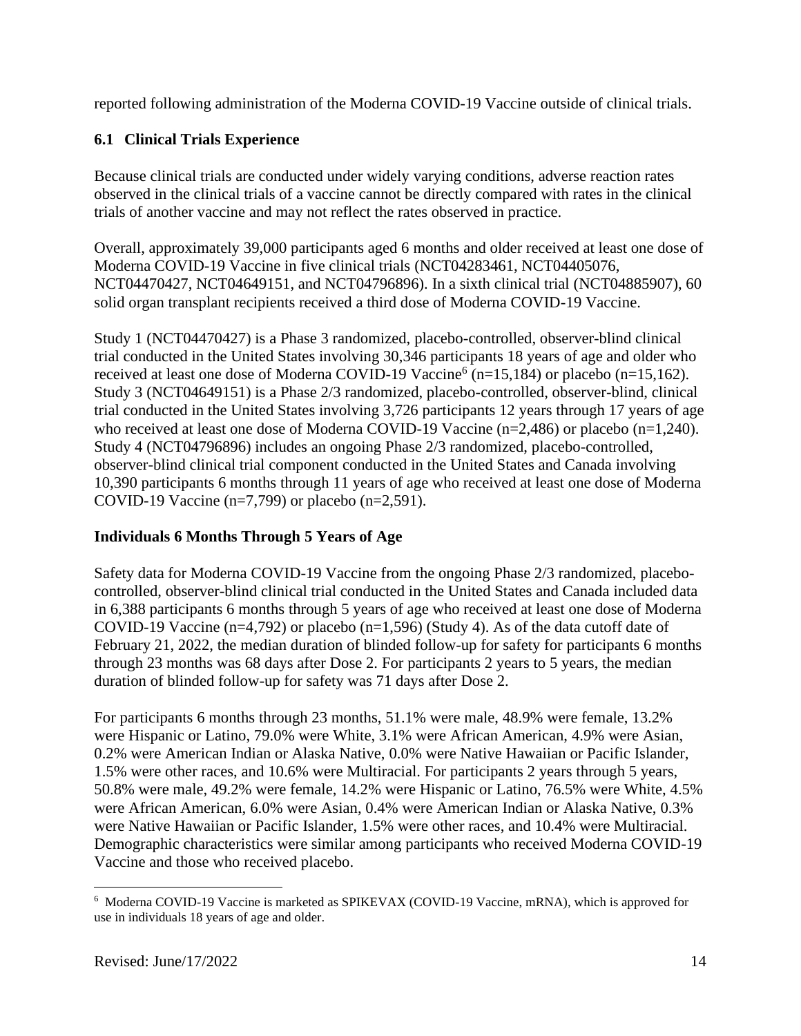reported following administration of the Moderna COVID-19 Vaccine outside of clinical trials.

### 6.1 Clinical Trials Experience

Because clinical trials are conducted under widely varying conditions, adverse reaction rates observed in the clinical trials of a vaccine cannot be directly compared with rates in the clinical trials of another vaccine and may not reflect the rates observed in practice.

Overall, approximately 39,000 participants aged 6 months and older received at least one dose of Moderna COVID-19 Vaccine in five clinical trials (NCT04283461, NCT04405076, NCT04470427, NCT04649151, and NCT04796896). In a sixth clinical trial (NCT04885907), 60 solid organ transplant recipients received a third dose of Moderna COVID-19 Vaccine.

Study 1 (NCT04470427) is a Phase 3 randomized, placebo-controlled, observer-blind clinical trial conducted in the United States involving 30,346 participants 18 years of age and older who received at least one dose of Moderna COVID-19 Vaccine[6] (n=15,184) or placebo (n=15,162). Study 3 (NCT04649151) is a Phase 2/3 randomized, placebo-controlled, observer-blind, clinical trial conducted in the United States involving 3,726 participants 12 years through 17 years of age who received at least one dose of Moderna COVID-19 Vaccine (n=2,486) or placebo (n=1,240). Study 4 (NCT04796896) includes an ongoing Phase 2/3 randomized, placebo-controlled, observer-blind clinical trial component conducted in the United States and Canada involving 10,390 participants 6 months through 11 years of age who received at least one dose of Moderna COVID-19 Vaccine (n=7,799) or placebo (n=2,591).

**Individuals 6 Months Through 5 Years of Age**

Safety data for Moderna COVID-19 Vaccine from the ongoing Phase 2/3 randomized, placebo-controlled, observer-blind clinical trial conducted in the United States and Canada included data in 6,388 participants 6 months through 5 years of age who received at least one dose of Moderna COVID-19 Vaccine (n=4,792) or placebo (n=1,596) (Study 4). As of the data cutoff date of February 21, 2022, the median duration of blinded follow-up for safety for participants 6 months through 23 months was 68 days after Dose 2. For participants 2 years to 5 years, the median duration of blinded follow-up for safety was 71 days after Dose 2.

For participants 6 months through 23 months, 51.1% were male, 48.9% were female, 13.2% were Hispanic or Latino, 79.0% were White, 3.1% were African American, 4.9% were Asian, 0.2% were American Indian or Alaska Native, 0.0% were Native Hawaiian or Pacific Islander, 1.5% were other races, and 10.6% were Multiracial. For participants 2 years through 5 years, 50.8% were male, 49.2% were female, 14.2% were Hispanic or Latino, 76.5% were White, 4.5% were African American, 6.0% were Asian, 0.4% were American Indian or Alaska Native, 0.3% were Native Hawaiian or Pacific Islander, 1.5% were other races, and 10.4% were Multiracial. Demographic characteristics were similar among participants who received Moderna COVID-19 Vaccine and those who received placebo.

---

[6] Moderna COVID-19 Vaccine is marketed as SPIKEVAX (COVID-19 Vaccine, mRNA), which is approved for use in individuals 18 years of age and older.

Revised: June/17/2022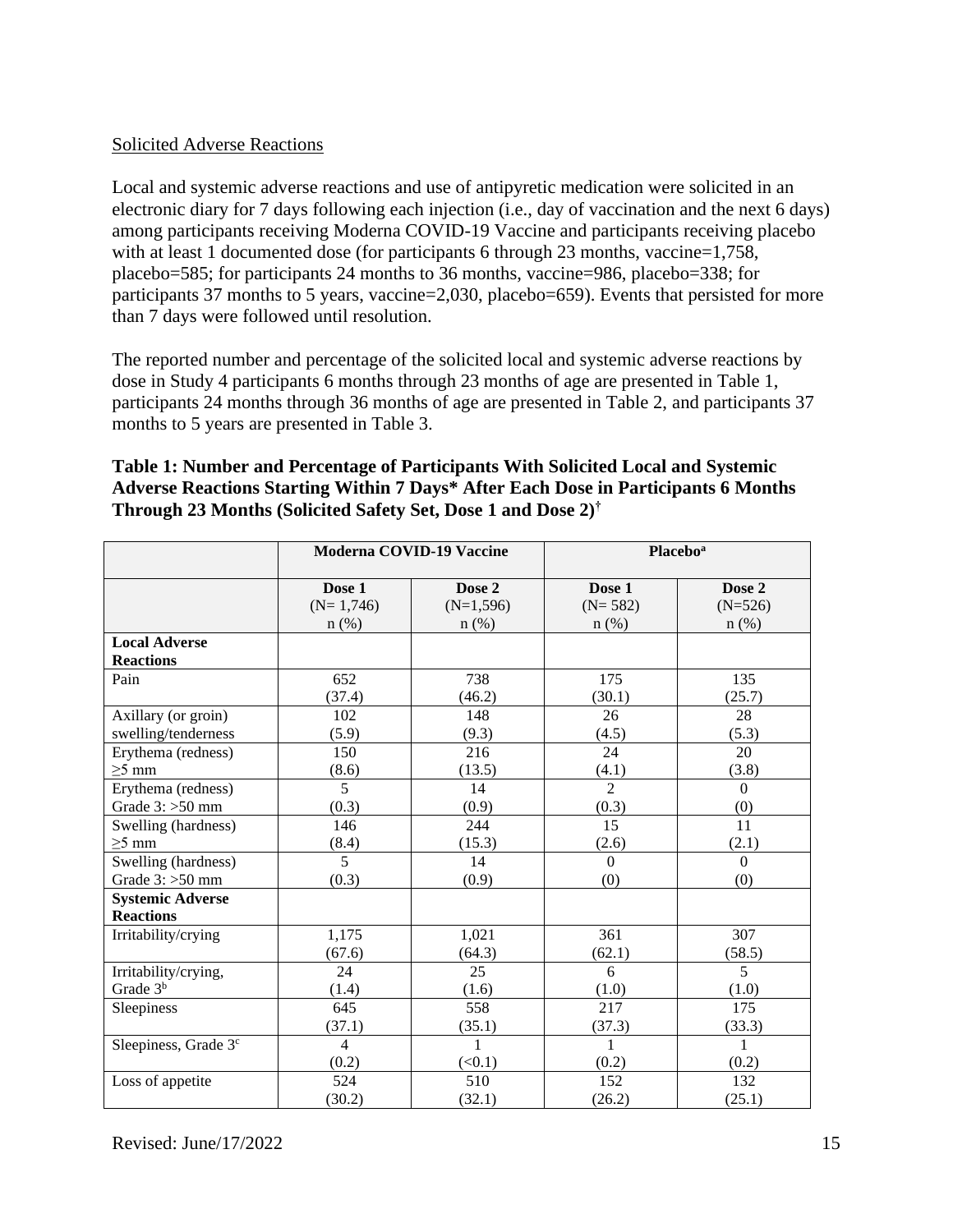Solicited Adverse Reactions

Local and systemic adverse reactions and use of antipyretic medication were solicited in an electronic diary for 7 days following each injection (i.e., day of vaccination and the next 6 days) among participants receiving Moderna COVID-19 Vaccine and participants receiving placebo with at least 1 documented dose (for participants 6 through 23 months, vaccine=1,758, placebo=585; for participants 24 months to 36 months, vaccine=986, placebo=338; for participants 37 months to 5 years, vaccine=2,030, placebo=659). Events that persisted for more than 7 days were followed until resolution.

The reported number and percentage of the solicited local and systemic adverse reactions by dose in Study 4 participants 6 months through 23 months of age are presented in Table 1, participants 24 months through 36 months of age are presented in Table 2, and participants 37 months to 5 years are presented in Table 3.

**Table 1: Number and Percentage of Participants With Solicited Local and Systemic Adverse Reactions Starting Within 7 Days* After Each Dose in Participants 6 Months Through 23 Months (Solicited Safety Set, Dose 1 and Dose 2)†**

| | Moderna COVID-19 Vaccine | | Placebo[a] | |
|---|---|---|---|---|
| | Dose 1 (N= 1,746) n (%) | Dose 2 (N=1,596) n (%) | Dose 1 (N= 582) n (%) | Dose 2 (N=526) n (%) |
| **Local Adverse Reactions** | | | | |
| Pain | 652 (37.4) | 738 (46.2) | 175 (30.1) | 135 (25.7) |
| Axillary (or groin) swelling/tenderness | 102 (5.9) | 148 (9.3) | 26 (4.5) | 28 (5.3) |
| Erythema (redness) ≥5 mm | 150 (8.6) | 216 (13.5) | 24 (4.1) | 20 (3.8) |
| Erythema (redness) Grade 3: >50 mm | 5 (0.3) | 14 (0.9) | 2 (0.3) | 0 (0) |
| Swelling (hardness) ≥5 mm | 146 (8.4) | 244 (15.3) | 15 (2.6) | 11 (2.1) |
| Swelling (hardness) Grade 3: >50 mm | 5 (0.3) | 14 (0.9) | 0 (0) | 0 (0) |
| **Systemic Adverse Reactions** | | | | |
| Irritability/crying | 1,175 (67.6) | 1,021 (64.3) | 361 (62.1) | 307 (58.5) |
| Irritability/crying, Grade 3[b] | 24 (1.4) | 25 (1.6) | 6 (1.0) | 5 (1.0) |
| Sleepiness | 645 (37.1) | 558 (35.1) | 217 (37.3) | 175 (33.3) |
| Sleepiness, Grade 3[c] | 4 (0.2) | 1 (<0.1) | 1 (0.2) | 1 (0.2) |
| Loss of appetite | 524 (30.2) | 510 (32.1) | 152 (26.2) | 132 (25.1) |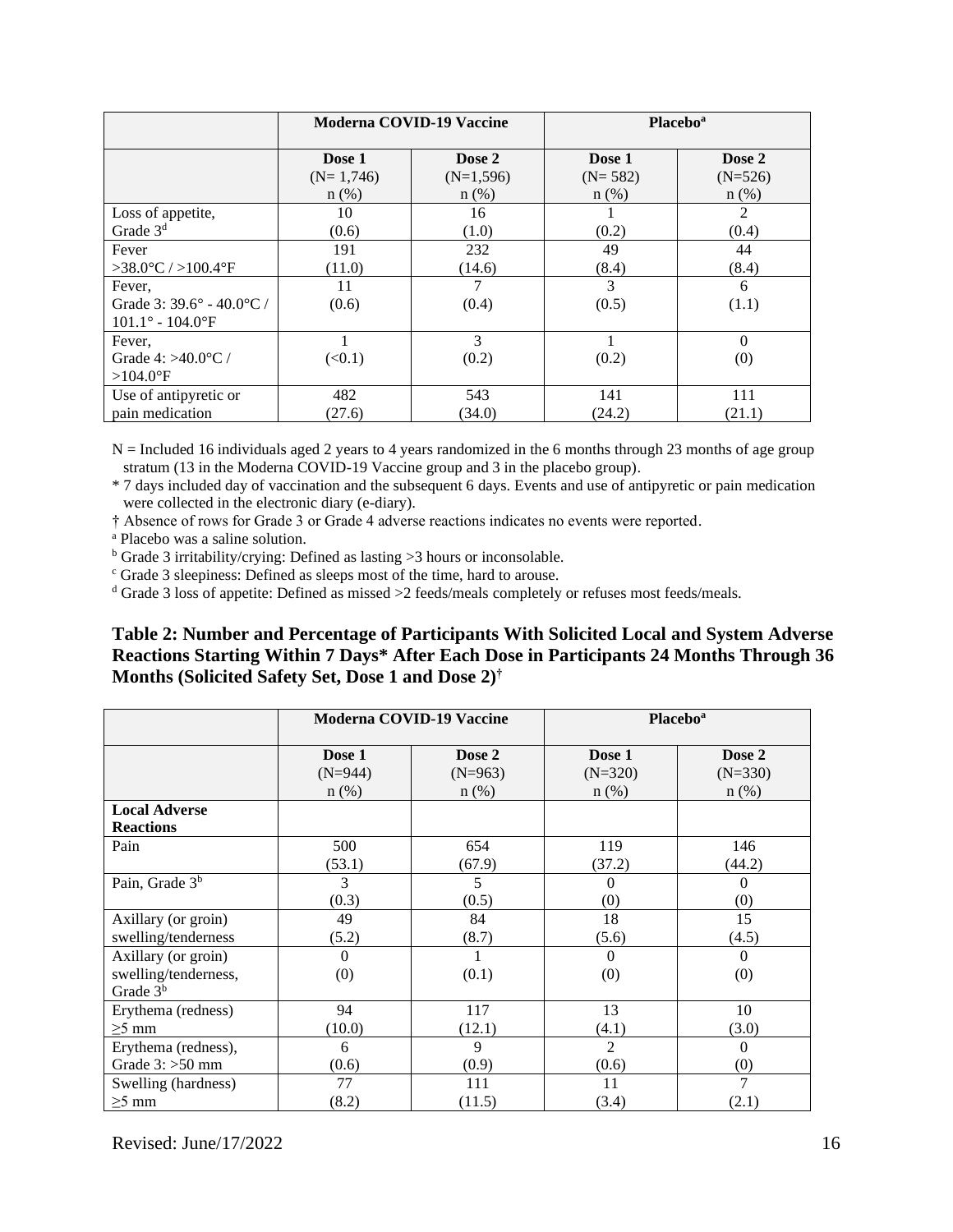| | Moderna COVID-19 Vaccine | | Placebo[a] | |
|---|---|---|---|---|
| | Dose 1 (N= 1,746) n (%) | Dose 2 (N=1,596) n (%) | Dose 1 (N= 582) n (%) | Dose 2 (N=526) n (%) |
| Loss of appetite, Grade 3[d] | 10 (0.6) | 16 (1.0) | 1 (0.2) | 2 (0.4) |
| Fever >38.0°C / >100.4°F | 191 (11.0) | 232 (14.6) | 49 (8.4) | 44 (8.4) |
| Fever, Grade 3: 39.6° - 40.0°C / 101.1° - 104.0°F | 11 (0.6) | 7 (0.4) | 3 (0.5) | 6 (1.1) |
| Fever, Grade 4: >40.0°C / >104.0°F | 1 (<0.1) | 3 (0.2) | 1 (0.2) | 0 (0) |
| Use of antipyretic or pain medication | 482 (27.6) | 543 (34.0) | 141 (24.2) | 111 (21.1) |

N = Included 16 individuals aged 2 years to 4 years randomized in the 6 months through 23 months of age group stratum (13 in the Moderna COVID-19 Vaccine group and 3 in the placebo group).

\* 7 days included day of vaccination and the subsequent 6 days. Events and use of antipyretic or pain medication were collected in the electronic diary (e-diary).

† Absence of rows for Grade 3 or Grade 4 adverse reactions indicates no events were reported.

[a] Placebo was a saline solution.

[b] Grade 3 irritability/crying: Defined as lasting >3 hours or inconsolable.

[c] Grade 3 sleepiness: Defined as sleeps most of the time, hard to arouse.

[d] Grade 3 loss of appetite: Defined as missed >2 feeds/meals completely or refuses most feeds/meals.

**Table 2: Number and Percentage of Participants With Solicited Local and System Adverse Reactions Starting Within 7 Days* After Each Dose in Participants 24 Months Through 36 Months (Solicited Safety Set, Dose 1 and Dose 2)†**

| | Moderna COVID-19 Vaccine | | Placebo[a] | |
|---|---|---|---|---|
| | Dose 1 (N=944) n (%) | Dose 2 (N=963) n (%) | Dose 1 (N=320) n (%) | Dose 2 (N=330) n (%) |
| **Local Adverse Reactions** | | | | |
| Pain | 500 (53.1) | 654 (67.9) | 119 (37.2) | 146 (44.2) |
| Pain, Grade 3[b] | 3 (0.3) | 5 (0.5) | 0 (0) | 0 (0) |
| Axillary (or groin) swelling/tenderness | 49 (5.2) | 84 (8.7) | 18 (5.6) | 15 (4.5) |
| Axillary (or groin) swelling/tenderness, Grade 3[b] | 0 (0) | 1 (0.1) | 0 (0) | 0 (0) |
| Erythema (redness) ≥5 mm | 94 (10.0) | 117 (12.1) | 13 (4.1) | 10 (3.0) |
| Erythema (redness), Grade 3: >50 mm | 6 (0.6) | 9 (0.9) | 2 (0.6) | 0 (0) |
| Swelling (hardness) ≥5 mm | 77 (8.2) | 111 (11.5) | 11 (3.4) | 7 (2.1) |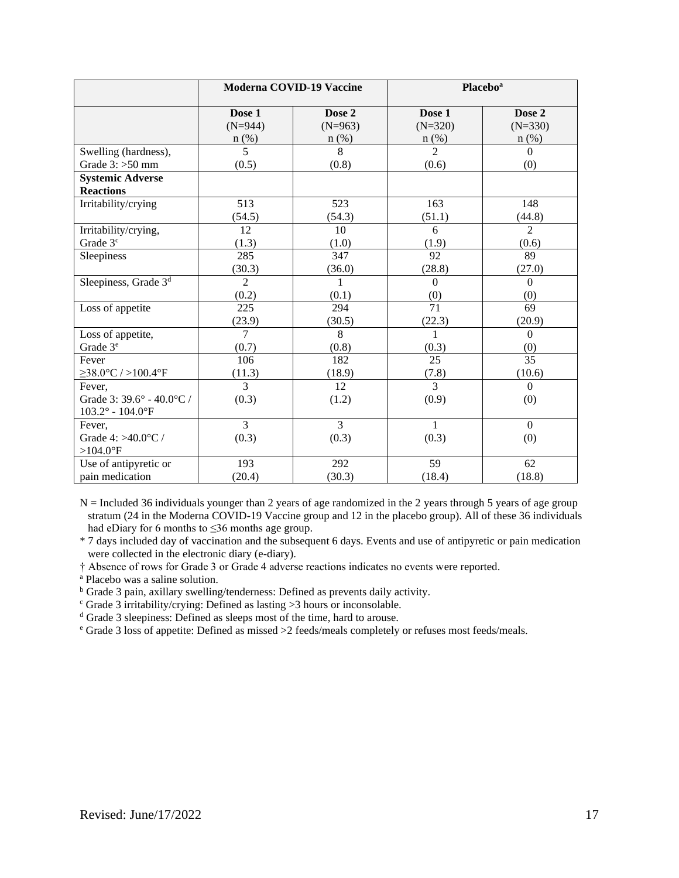| | Moderna COVID-19 Vaccine | | Placebo[a] | |
|---|---|---|---|---|
| | Dose 1 (N=944) n (%) | Dose 2 (N=963) n (%) | Dose 1 (N=320) n (%) | Dose 2 (N=330) n (%) |
| Swelling (hardness), Grade 3: >50 mm | 5 (0.5) | 8 (0.8) | 2 (0.6) | 0 (0) |
| **Systemic Adverse Reactions** | | | | |
| Irritability/crying | 513 (54.5) | 523 (54.3) | 163 (51.1) | 148 (44.8) |
| Irritability/crying, Grade 3[c] | 12 (1.3) | 10 (1.0) | 6 (1.9) | 2 (0.6) |
| Sleepiness | 285 (30.3) | 347 (36.0) | 92 (28.8) | 89 (27.0) |
| Sleepiness, Grade 3[d] | 2 (0.2) | 1 (0.1) | 0 (0) | 0 (0) |
| Loss of appetite | 225 (23.9) | 294 (30.5) | 71 (22.3) | 69 (20.9) |
| Loss of appetite, Grade 3[e] | 7 (0.7) | 8 (0.8) | 1 (0.3) | 0 (0) |
| Fever ≥38.0°C / >100.4°F | 106 (11.3) | 182 (18.9) | 25 (7.8) | 35 (10.6) |
| Fever, Grade 3: 39.6° - 40.0°C / 103.2° - 104.0°F | 3 (0.3) | 12 (1.2) | 3 (0.9) | 0 (0) |
| Fever, Grade 4: >40.0°C / >104.0°F | 3 (0.3) | 3 (0.3) | 1 (0.3) | 0 (0) |
| Use of antipyretic or pain medication | 193 (20.4) | 292 (30.3) | 59 (18.4) | 62 (18.8) |

N = Included 36 individuals younger than 2 years of age randomized in the 2 years through 5 years of age group stratum (24 in the Moderna COVID-19 Vaccine group and 12 in the placebo group). All of these 36 individuals had eDiary for 6 months to ≤36 months age group.

* 7 days included day of vaccination and the subsequent 6 days. Events and use of antipyretic or pain medication were collected in the electronic diary (e-diary).

† Absence of rows for Grade 3 or Grade 4 adverse reactions indicates no events were reported.

[a] Placebo was a saline solution.

[b] Grade 3 pain, axillary swelling/tenderness: Defined as prevents daily activity.

[c] Grade 3 irritability/crying: Defined as lasting >3 hours or inconsolable.

[d] Grade 3 sleepiness: Defined as sleeps most of the time, hard to arouse.

[e] Grade 3 loss of appetite: Defined as missed >2 feeds/meals completely or refuses most feeds/meals.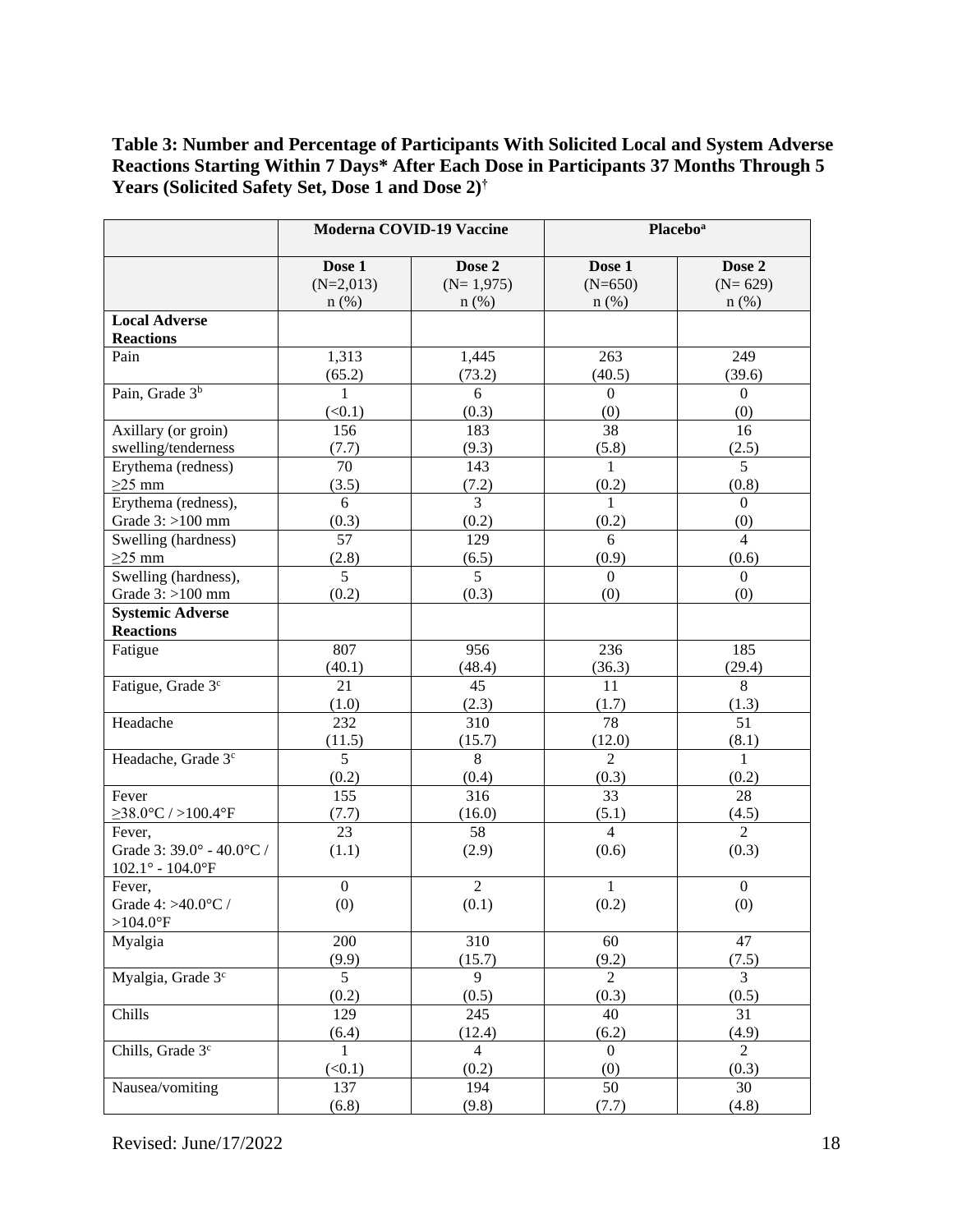**Table 3: Number and Percentage of Participants With Solicited Local and System Adverse Reactions Starting Within 7 Days* After Each Dose in Participants 37 Months Through 5 Years (Solicited Safety Set, Dose 1 and Dose 2)†**

| | Moderna COVID-19 Vaccine | | Placebo[a] | |
|---|---|---|---|---|
| | Dose 1 (N=2,013) n (%) | Dose 2 (N= 1,975) n (%) | Dose 1 (N=650) n (%) | Dose 2 (N= 629) n (%) |
| **Local Adverse Reactions** | | | | |
| Pain | 1,313 (65.2) | 1,445 (73.2) | 263 (40.5) | 249 (39.6) |
| Pain, Grade 3[b] | 1 (<0.1) | 6 (0.3) | 0 (0) | 0 (0) |
| Axillary (or groin) swelling/tenderness | 156 (7.7) | 183 (9.3) | 38 (5.8) | 16 (2.5) |
| Erythema (redness) ≥25 mm | 70 (3.5) | 143 (7.2) | 1 (0.2) | 5 (0.8) |
| Erythema (redness), Grade 3: >100 mm | 6 (0.3) | 3 (0.2) | 1 (0.2) | 0 (0) |
| Swelling (hardness) ≥25 mm | 57 (2.8) | 129 (6.5) | 6 (0.9) | 4 (0.6) |
| Swelling (hardness), Grade 3: >100 mm | 5 (0.2) | 5 (0.3) | 0 (0) | 0 (0) |
| **Systemic Adverse Reactions** | | | | |
| Fatigue | 807 (40.1) | 956 (48.4) | 236 (36.3) | 185 (29.4) |
| Fatigue, Grade 3[c] | 21 (1.0) | 45 (2.3) | 11 (1.7) | 8 (1.3) |
| Headache | 232 (11.5) | 310 (15.7) | 78 (12.0) | 51 (8.1) |
| Headache, Grade 3[c] | 5 (0.2) | 8 (0.4) | 2 (0.3) | 1 (0.2) |
| Fever ≥38.0°C / >100.4°F | 155 (7.7) | 316 (16.0) | 33 (5.1) | 28 (4.5) |
| Fever, Grade 3: 39.0° - 40.0°C / 102.1° - 104.0°F | 23 (1.1) | 58 (2.9) | 4 (0.6) | 2 (0.3) |
| Fever, Grade 4: >40.0°C / >104.0°F | 0 (0) | 2 (0.1) | 1 (0.2) | 0 (0) |
| Myalgia | 200 (9.9) | 310 (15.7) | 60 (9.2) | 47 (7.5) |
| Myalgia, Grade 3[c] | 5 (0.2) | 9 (0.5) | 2 (0.3) | 3 (0.5) |
| Chills | 129 (6.4) | 245 (12.4) | 40 (6.2) | 31 (4.9) |
| Chills, Grade 3[c] | 1 (<0.1) | 4 (0.2) | 0 (0) | 2 (0.3) |
| Nausea/vomiting | 137 (6.8) | 194 (9.8) | 50 (7.7) | 30 (4.8) |

Revised: June/17/2022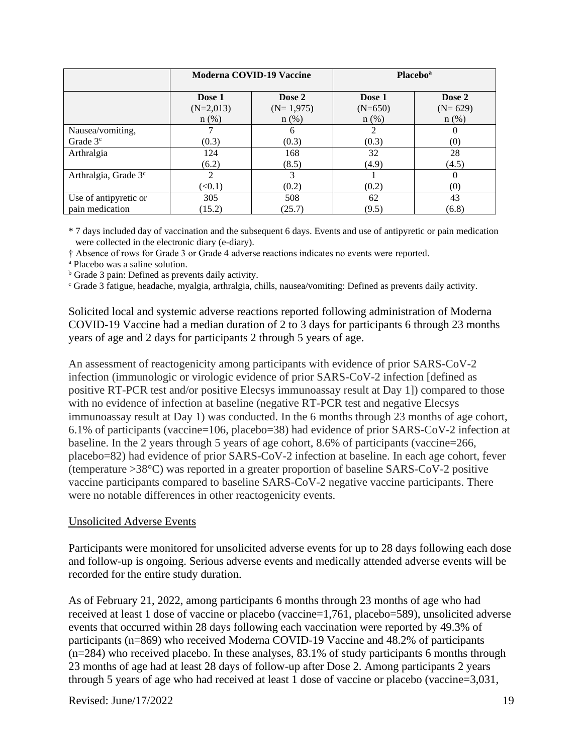| | Moderna COVID-19 Vaccine | | Placebo[a] | |
|---|---|---|---|---|
| | Dose 1 (N=2,013) n (%) | Dose 2 (N= 1,975) n (%) | Dose 1 (N=650) n (%) | Dose 2 (N= 629) n (%) |
| Nausea/vomiting, Grade 3[c] | 7 (0.3) | 6 (0.3) | 2 (0.3) | 0 (0) |
| Arthralgia | 124 (6.2) | 168 (8.5) | 32 (4.9) | 28 (4.5) |
| Arthralgia, Grade 3[c] | 2 (<0.1) | 3 (0.2) | 1 (0.2) | 0 (0) |
| Use of antipyretic or pain medication | 305 (15.2) | 508 (25.7) | 62 (9.5) | 43 (6.8) |

\* 7 days included day of vaccination and the subsequent 6 days. Events and use of antipyretic or pain medication were collected in the electronic diary (e-diary).

† Absence of rows for Grade 3 or Grade 4 adverse reactions indicates no events were reported.

[a] Placebo was a saline solution.

[b] Grade 3 pain: Defined as prevents daily activity.

[c] Grade 3 fatigue, headache, myalgia, arthralgia, chills, nausea/vomiting: Defined as prevents daily activity.

Solicited local and systemic adverse reactions reported following administration of Moderna COVID-19 Vaccine had a median duration of 2 to 3 days for participants 6 through 23 months years of age and 2 days for participants 2 through 5 years of age.

An assessment of reactogenicity among participants with evidence of prior SARS-CoV-2 infection (immunologic or virologic evidence of prior SARS-CoV-2 infection [defined as positive RT-PCR test and/or positive Elecsys immunoassay result at Day 1]) compared to those with no evidence of infection at baseline (negative RT-PCR test and negative Elecsys immunoassay result at Day 1) was conducted. In the 6 months through 23 months of age cohort, 6.1% of participants (vaccine=106, placebo=38) had evidence of prior SARS-CoV-2 infection at baseline. In the 2 years through 5 years of age cohort, 8.6% of participants (vaccine=266, placebo=82) had evidence of prior SARS-CoV-2 infection at baseline. In each age cohort, fever (temperature >38°C) was reported in a greater proportion of baseline SARS-CoV-2 positive vaccine participants compared to baseline SARS-CoV-2 negative vaccine participants. There were no notable differences in other reactogenicity events.

Unsolicited Adverse Events

Participants were monitored for unsolicited adverse events for up to 28 days following each dose and follow-up is ongoing. Serious adverse events and medically attended adverse events will be recorded for the entire study duration.

As of February 21, 2022, among participants 6 months through 23 months of age who had received at least 1 dose of vaccine or placebo (vaccine=1,761, placebo=589), unsolicited adverse events that occurred within 28 days following each vaccination were reported by 49.3% of participants (n=869) who received Moderna COVID-19 Vaccine and 48.2% of participants (n=284) who received placebo. In these analyses, 83.1% of study participants 6 months through 23 months of age had at least 28 days of follow-up after Dose 2. Among participants 2 years through 5 years of age who had received at least 1 dose of vaccine or placebo (vaccine=3,031,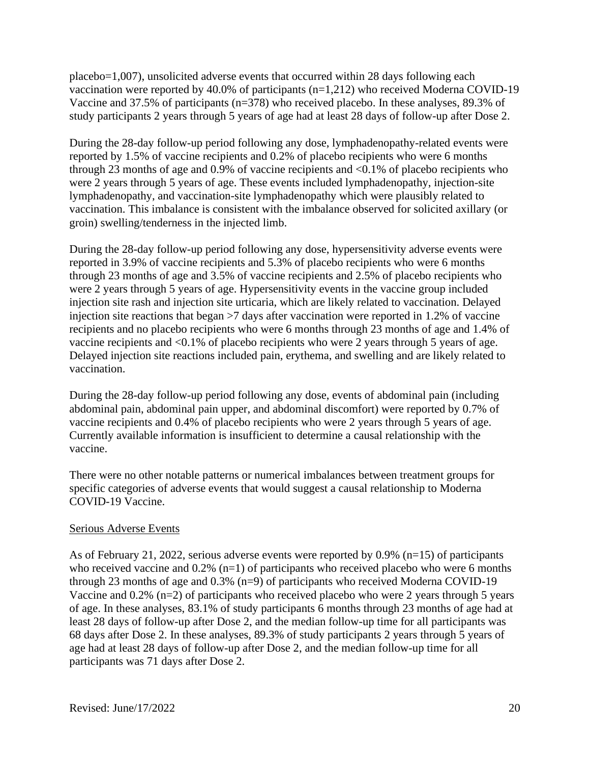placebo=1,007), unsolicited adverse events that occurred within 28 days following each vaccination were reported by 40.0% of participants (n=1,212) who received Moderna COVID-19 Vaccine and 37.5% of participants (n=378) who received placebo. In these analyses, 89.3% of study participants 2 years through 5 years of age had at least 28 days of follow-up after Dose 2.

During the 28-day follow-up period following any dose, lymphadenopathy-related events were reported by 1.5% of vaccine recipients and 0.2% of placebo recipients who were 6 months through 23 months of age and 0.9% of vaccine recipients and <0.1% of placebo recipients who were 2 years through 5 years of age. These events included lymphadenopathy, injection-site lymphadenopathy, and vaccination-site lymphadenopathy which were plausibly related to vaccination. This imbalance is consistent with the imbalance observed for solicited axillary (or groin) swelling/tenderness in the injected limb.

During the 28-day follow-up period following any dose, hypersensitivity adverse events were reported in 3.9% of vaccine recipients and 5.3% of placebo recipients who were 6 months through 23 months of age and 3.5% of vaccine recipients and 2.5% of placebo recipients who were 2 years through 5 years of age. Hypersensitivity events in the vaccine group included injection site rash and injection site urticaria, which are likely related to vaccination. Delayed injection site reactions that began >7 days after vaccination were reported in 1.2% of vaccine recipients and no placebo recipients who were 6 months through 23 months of age and 1.4% of vaccine recipients and <0.1% of placebo recipients who were 2 years through 5 years of age. Delayed injection site reactions included pain, erythema, and swelling and are likely related to vaccination.

During the 28-day follow-up period following any dose, events of abdominal pain (including abdominal pain, abdominal pain upper, and abdominal discomfort) were reported by 0.7% of vaccine recipients and 0.4% of placebo recipients who were 2 years through 5 years of age. Currently available information is insufficient to determine a causal relationship with the vaccine.

There were no other notable patterns or numerical imbalances between treatment groups for specific categories of adverse events that would suggest a causal relationship to Moderna COVID-19 Vaccine.

Serious Adverse Events

As of February 21, 2022, serious adverse events were reported by 0.9% (n=15) of participants who received vaccine and 0.2% (n=1) of participants who received placebo who were 6 months through 23 months of age and 0.3% (n=9) of participants who received Moderna COVID-19 Vaccine and 0.2% (n=2) of participants who received placebo who were 2 years through 5 years of age. In these analyses, 83.1% of study participants 6 months through 23 months of age had at least 28 days of follow-up after Dose 2, and the median follow-up time for all participants was 68 days after Dose 2. In these analyses, 89.3% of study participants 2 years through 5 years of age had at least 28 days of follow-up after Dose 2, and the median follow-up time for all participants was 71 days after Dose 2.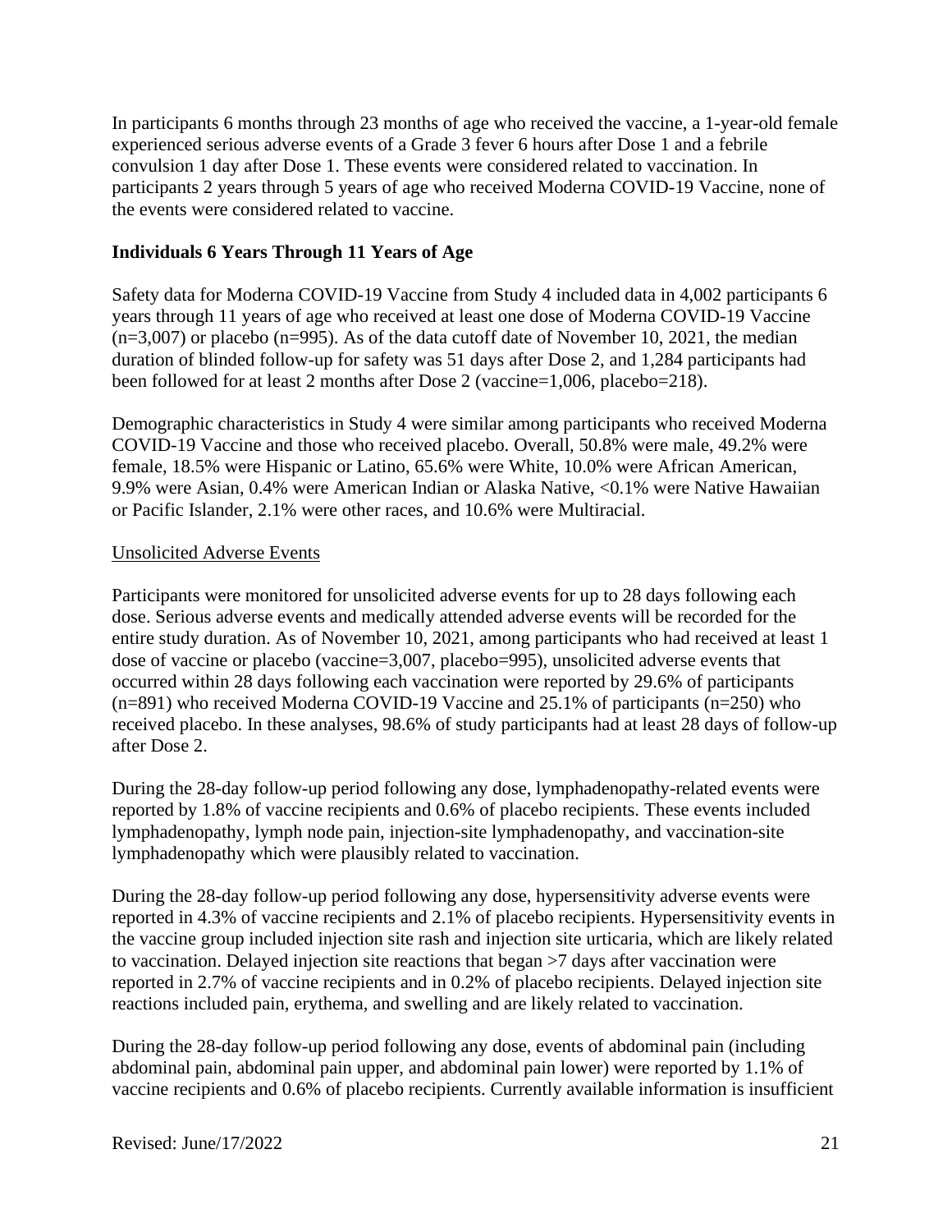In participants 6 months through 23 months of age who received the vaccine, a 1-year-old female experienced serious adverse events of a Grade 3 fever 6 hours after Dose 1 and a febrile convulsion 1 day after Dose 1. These events were considered related to vaccination. In participants 2 years through 5 years of age who received Moderna COVID-19 Vaccine, none of the events were considered related to vaccine.

### Individuals 6 Years Through 11 Years of Age

Safety data for Moderna COVID-19 Vaccine from Study 4 included data in 4,002 participants 6 years through 11 years of age who received at least one dose of Moderna COVID-19 Vaccine (n=3,007) or placebo (n=995). As of the data cutoff date of November 10, 2021, the median duration of blinded follow-up for safety was 51 days after Dose 2, and 1,284 participants had been followed for at least 2 months after Dose 2 (vaccine=1,006, placebo=218).

Demographic characteristics in Study 4 were similar among participants who received Moderna COVID-19 Vaccine and those who received placebo. Overall, 50.8% were male, 49.2% were female, 18.5% were Hispanic or Latino, 65.6% were White, 10.0% were African American, 9.9% were Asian, 0.4% were American Indian or Alaska Native, <0.1% were Native Hawaiian or Pacific Islander, 2.1% were other races, and 10.6% were Multiracial.

Unsolicited Adverse Events

Participants were monitored for unsolicited adverse events for up to 28 days following each dose. Serious adverse events and medically attended adverse events will be recorded for the entire study duration. As of November 10, 2021, among participants who had received at least 1 dose of vaccine or placebo (vaccine=3,007, placebo=995), unsolicited adverse events that occurred within 28 days following each vaccination were reported by 29.6% of participants (n=891) who received Moderna COVID-19 Vaccine and 25.1% of participants (n=250) who received placebo. In these analyses, 98.6% of study participants had at least 28 days of follow-up after Dose 2.

During the 28-day follow-up period following any dose, lymphadenopathy-related events were reported by 1.8% of vaccine recipients and 0.6% of placebo recipients. These events included lymphadenopathy, lymph node pain, injection-site lymphadenopathy, and vaccination-site lymphadenopathy which were plausibly related to vaccination.

During the 28-day follow-up period following any dose, hypersensitivity adverse events were reported in 4.3% of vaccine recipients and 2.1% of placebo recipients. Hypersensitivity events in the vaccine group included injection site rash and injection site urticaria, which are likely related to vaccination. Delayed injection site reactions that began >7 days after vaccination were reported in 2.7% of vaccine recipients and in 0.2% of placebo recipients. Delayed injection site reactions included pain, erythema, and swelling and are likely related to vaccination.

During the 28-day follow-up period following any dose, events of abdominal pain (including abdominal pain, abdominal pain upper, and abdominal pain lower) were reported by 1.1% of vaccine recipients and 0.6% of placebo recipients. Currently available information is insufficient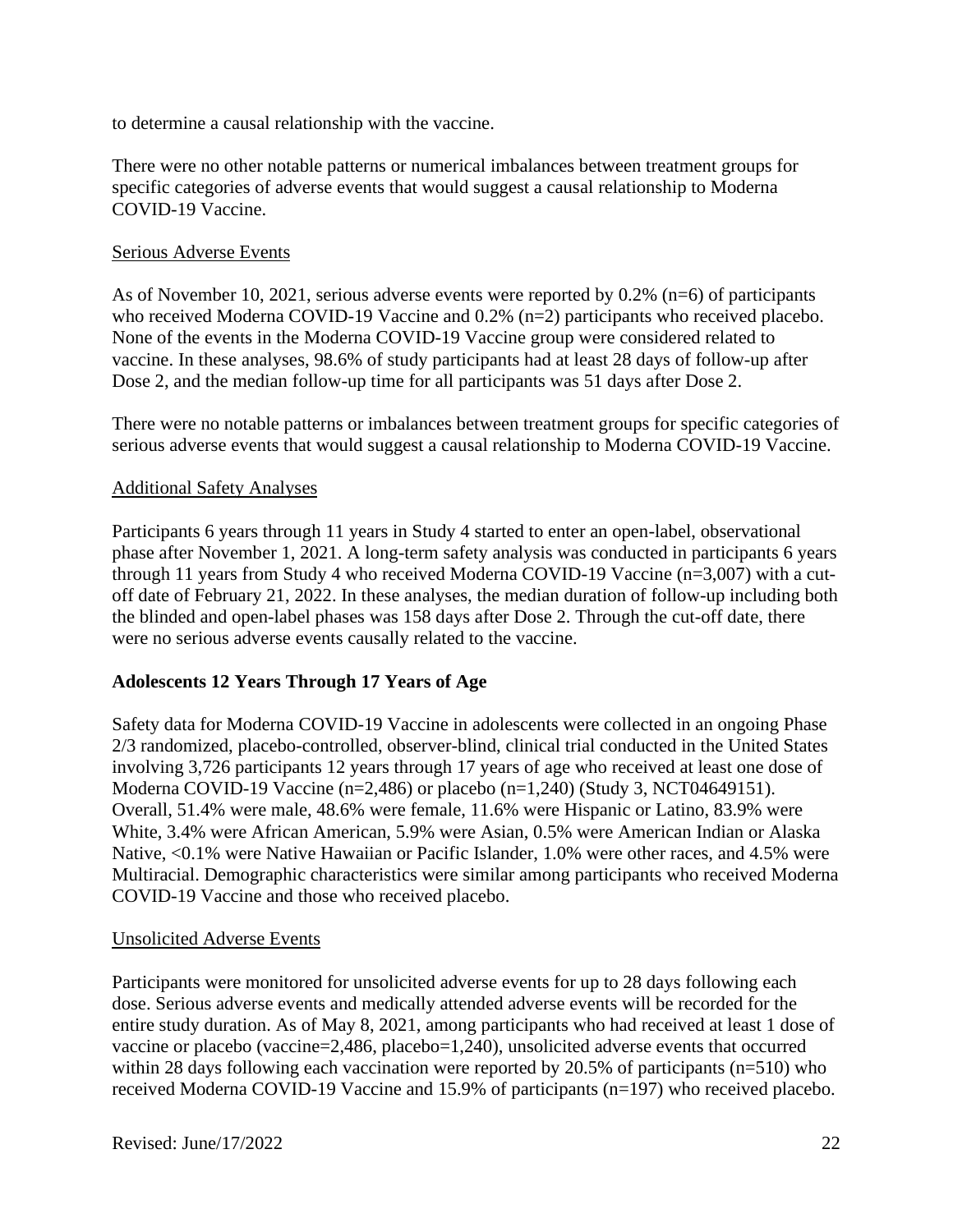to determine a causal relationship with the vaccine.

There were no other notable patterns or numerical imbalances between treatment groups for specific categories of adverse events that would suggest a causal relationship to Moderna COVID-19 Vaccine.

Serious Adverse Events

As of November 10, 2021, serious adverse events were reported by 0.2% (n=6) of participants who received Moderna COVID-19 Vaccine and 0.2% (n=2) participants who received placebo. None of the events in the Moderna COVID-19 Vaccine group were considered related to vaccine. In these analyses, 98.6% of study participants had at least 28 days of follow-up after Dose 2, and the median follow-up time for all participants was 51 days after Dose 2.

There were no notable patterns or imbalances between treatment groups for specific categories of serious adverse events that would suggest a causal relationship to Moderna COVID-19 Vaccine.

Additional Safety Analyses

Participants 6 years through 11 years in Study 4 started to enter an open-label, observational phase after November 1, 2021. A long-term safety analysis was conducted in participants 6 years through 11 years from Study 4 who received Moderna COVID-19 Vaccine (n=3,007) with a cut-off date of February 21, 2022. In these analyses, the median duration of follow-up including both the blinded and open-label phases was 158 days after Dose 2. Through the cut-off date, there were no serious adverse events causally related to the vaccine.

**Adolescents 12 Years Through 17 Years of Age**

Safety data for Moderna COVID-19 Vaccine in adolescents were collected in an ongoing Phase 2/3 randomized, placebo-controlled, observer-blind, clinical trial conducted in the United States involving 3,726 participants 12 years through 17 years of age who received at least one dose of Moderna COVID-19 Vaccine (n=2,486) or placebo (n=1,240) (Study 3, NCT04649151). Overall, 51.4% were male, 48.6% were female, 11.6% were Hispanic or Latino, 83.9% were White, 3.4% were African American, 5.9% were Asian, 0.5% were American Indian or Alaska Native, <0.1% were Native Hawaiian or Pacific Islander, 1.0% were other races, and 4.5% were Multiracial. Demographic characteristics were similar among participants who received Moderna COVID-19 Vaccine and those who received placebo.

Unsolicited Adverse Events

Participants were monitored for unsolicited adverse events for up to 28 days following each dose. Serious adverse events and medically attended adverse events will be recorded for the entire study duration. As of May 8, 2021, among participants who had received at least 1 dose of vaccine or placebo (vaccine=2,486, placebo=1,240), unsolicited adverse events that occurred within 28 days following each vaccination were reported by 20.5% of participants (n=510) who received Moderna COVID-19 Vaccine and 15.9% of participants (n=197) who received placebo.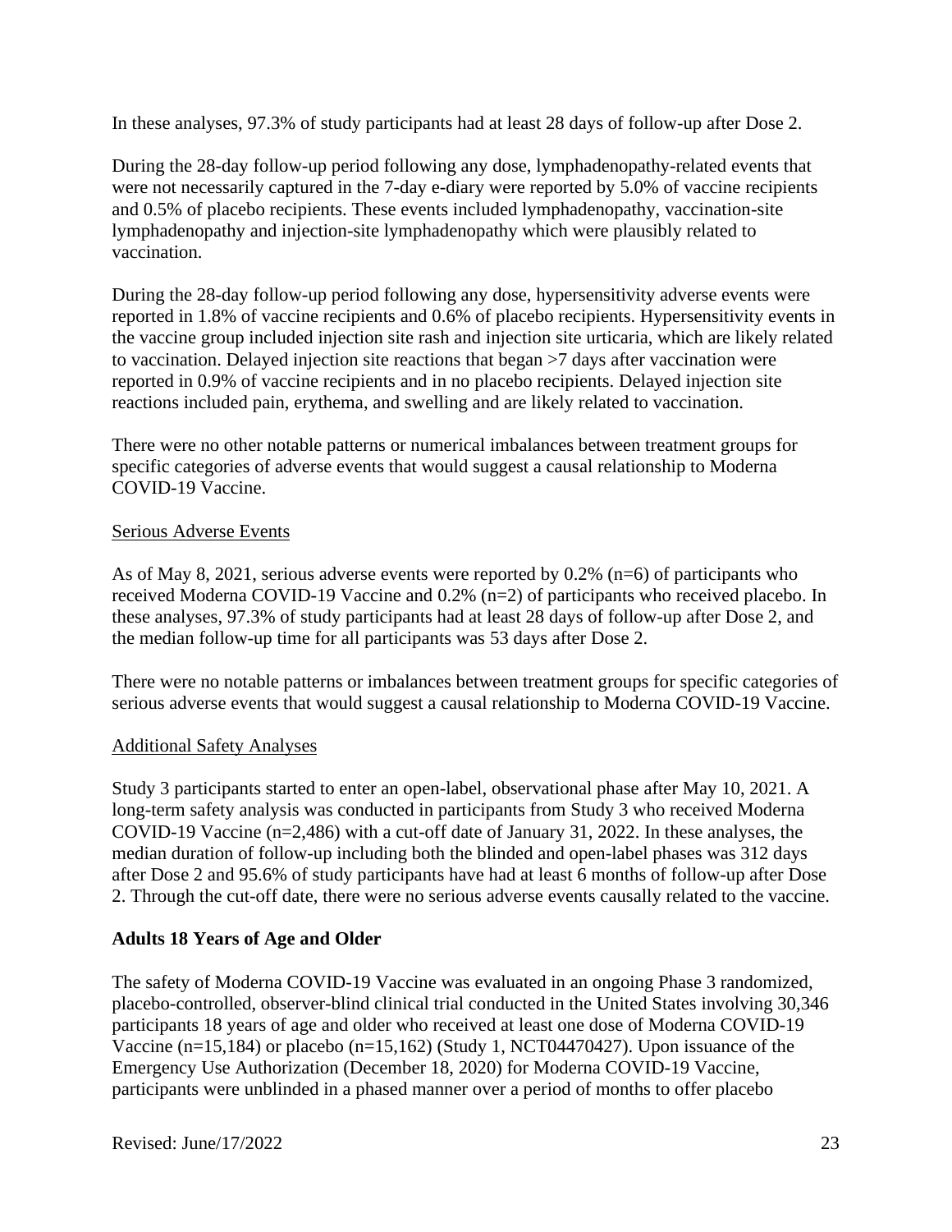In these analyses, 97.3% of study participants had at least 28 days of follow-up after Dose 2.

During the 28-day follow-up period following any dose, lymphadenopathy-related events that were not necessarily captured in the 7-day e-diary were reported by 5.0% of vaccine recipients and 0.5% of placebo recipients. These events included lymphadenopathy, vaccination-site lymphadenopathy and injection-site lymphadenopathy which were plausibly related to vaccination.

During the 28-day follow-up period following any dose, hypersensitivity adverse events were reported in 1.8% of vaccine recipients and 0.6% of placebo recipients. Hypersensitivity events in the vaccine group included injection site rash and injection site urticaria, which are likely related to vaccination. Delayed injection site reactions that began >7 days after vaccination were reported in 0.9% of vaccine recipients and in no placebo recipients. Delayed injection site reactions included pain, erythema, and swelling and are likely related to vaccination.

There were no other notable patterns or numerical imbalances between treatment groups for specific categories of adverse events that would suggest a causal relationship to Moderna COVID-19 Vaccine.

Serious Adverse Events

As of May 8, 2021, serious adverse events were reported by 0.2% (n=6) of participants who received Moderna COVID-19 Vaccine and 0.2% (n=2) of participants who received placebo. In these analyses, 97.3% of study participants had at least 28 days of follow-up after Dose 2, and the median follow-up time for all participants was 53 days after Dose 2.

There were no notable patterns or imbalances between treatment groups for specific categories of serious adverse events that would suggest a causal relationship to Moderna COVID-19 Vaccine.

Additional Safety Analyses

Study 3 participants started to enter an open-label, observational phase after May 10, 2021. A long-term safety analysis was conducted in participants from Study 3 who received Moderna COVID-19 Vaccine (n=2,486) with a cut-off date of January 31, 2022. In these analyses, the median duration of follow-up including both the blinded and open-label phases was 312 days after Dose 2 and 95.6% of study participants have had at least 6 months of follow-up after Dose 2. Through the cut-off date, there were no serious adverse events causally related to the vaccine.

**Adults 18 Years of Age and Older**

The safety of Moderna COVID-19 Vaccine was evaluated in an ongoing Phase 3 randomized, placebo-controlled, observer-blind clinical trial conducted in the United States involving 30,346 participants 18 years of age and older who received at least one dose of Moderna COVID-19 Vaccine (n=15,184) or placebo (n=15,162) (Study 1, NCT04470427). Upon issuance of the Emergency Use Authorization (December 18, 2020) for Moderna COVID-19 Vaccine, participants were unblinded in a phased manner over a period of months to offer placebo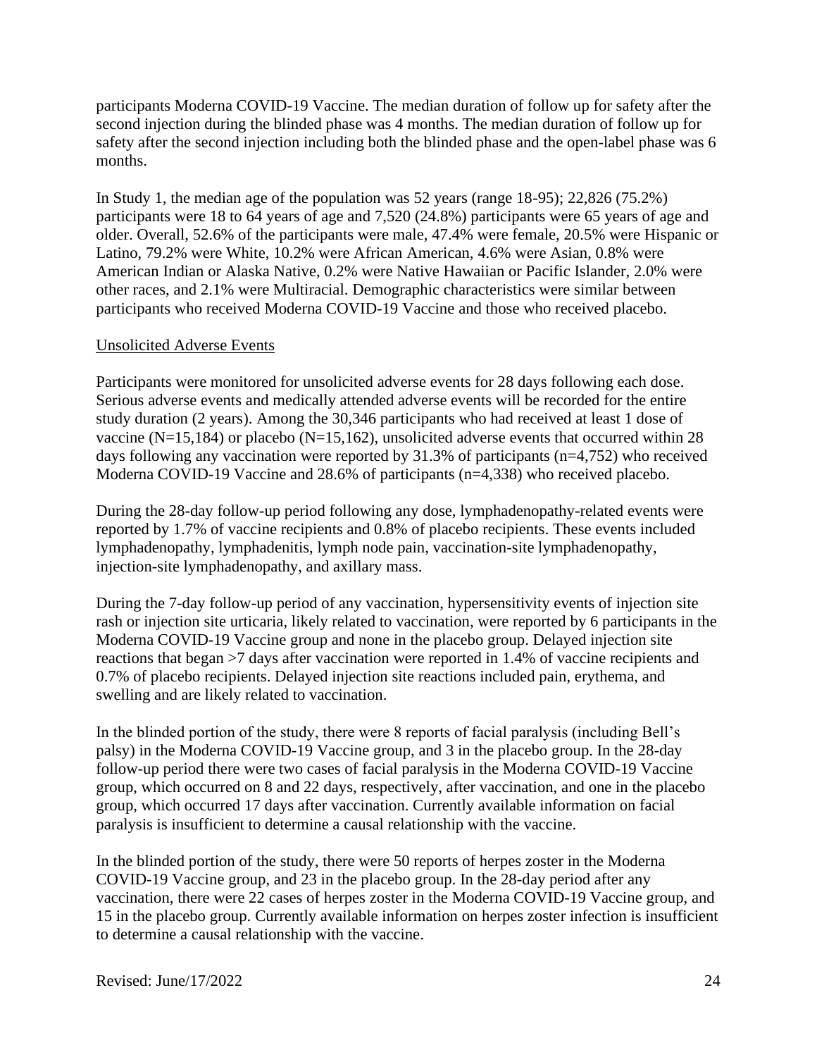participants Moderna COVID-19 Vaccine. The median duration of follow up for safety after the second injection during the blinded phase was 4 months. The median duration of follow up for safety after the second injection including both the blinded phase and the open-label phase was 6 months.

In Study 1, the median age of the population was 52 years (range 18-95); 22,826 (75.2%) participants were 18 to 64 years of age and 7,520 (24.8%) participants were 65 years of age and older. Overall, 52.6% of the participants were male, 47.4% were female, 20.5% were Hispanic or Latino, 79.2% were White, 10.2% were African American, 4.6% were Asian, 0.8% were American Indian or Alaska Native, 0.2% were Native Hawaiian or Pacific Islander, 2.0% were other races, and 2.1% were Multiracial. Demographic characteristics were similar between participants who received Moderna COVID-19 Vaccine and those who received placebo.

Unsolicited Adverse Events

Participants were monitored for unsolicited adverse events for 28 days following each dose. Serious adverse events and medically attended adverse events will be recorded for the entire study duration (2 years). Among the 30,346 participants who had received at least 1 dose of vaccine (N=15,184) or placebo (N=15,162), unsolicited adverse events that occurred within 28 days following any vaccination were reported by 31.3% of participants (n=4,752) who received Moderna COVID-19 Vaccine and 28.6% of participants (n=4,338) who received placebo.

During the 28-day follow-up period following any dose, lymphadenopathy-related events were reported by 1.7% of vaccine recipients and 0.8% of placebo recipients. These events included lymphadenopathy, lymphadenitis, lymph node pain, vaccination-site lymphadenopathy, injection-site lymphadenopathy, and axillary mass.

During the 7-day follow-up period of any vaccination, hypersensitivity events of injection site rash or injection site urticaria, likely related to vaccination, were reported by 6 participants in the Moderna COVID-19 Vaccine group and none in the placebo group. Delayed injection site reactions that began >7 days after vaccination were reported in 1.4% of vaccine recipients and 0.7% of placebo recipients. Delayed injection site reactions included pain, erythema, and swelling and are likely related to vaccination.

In the blinded portion of the study, there were 8 reports of facial paralysis (including Bell's palsy) in the Moderna COVID-19 Vaccine group, and 3 in the placebo group. In the 28-day follow-up period there were two cases of facial paralysis in the Moderna COVID-19 Vaccine group, which occurred on 8 and 22 days, respectively, after vaccination, and one in the placebo group, which occurred 17 days after vaccination. Currently available information on facial paralysis is insufficient to determine a causal relationship with the vaccine.

In the blinded portion of the study, there were 50 reports of herpes zoster in the Moderna COVID-19 Vaccine group, and 23 in the placebo group. In the 28-day period after any vaccination, there were 22 cases of herpes zoster in the Moderna COVID-19 Vaccine group, and 15 in the placebo group. Currently available information on herpes zoster infection is insufficient to determine a causal relationship with the vaccine.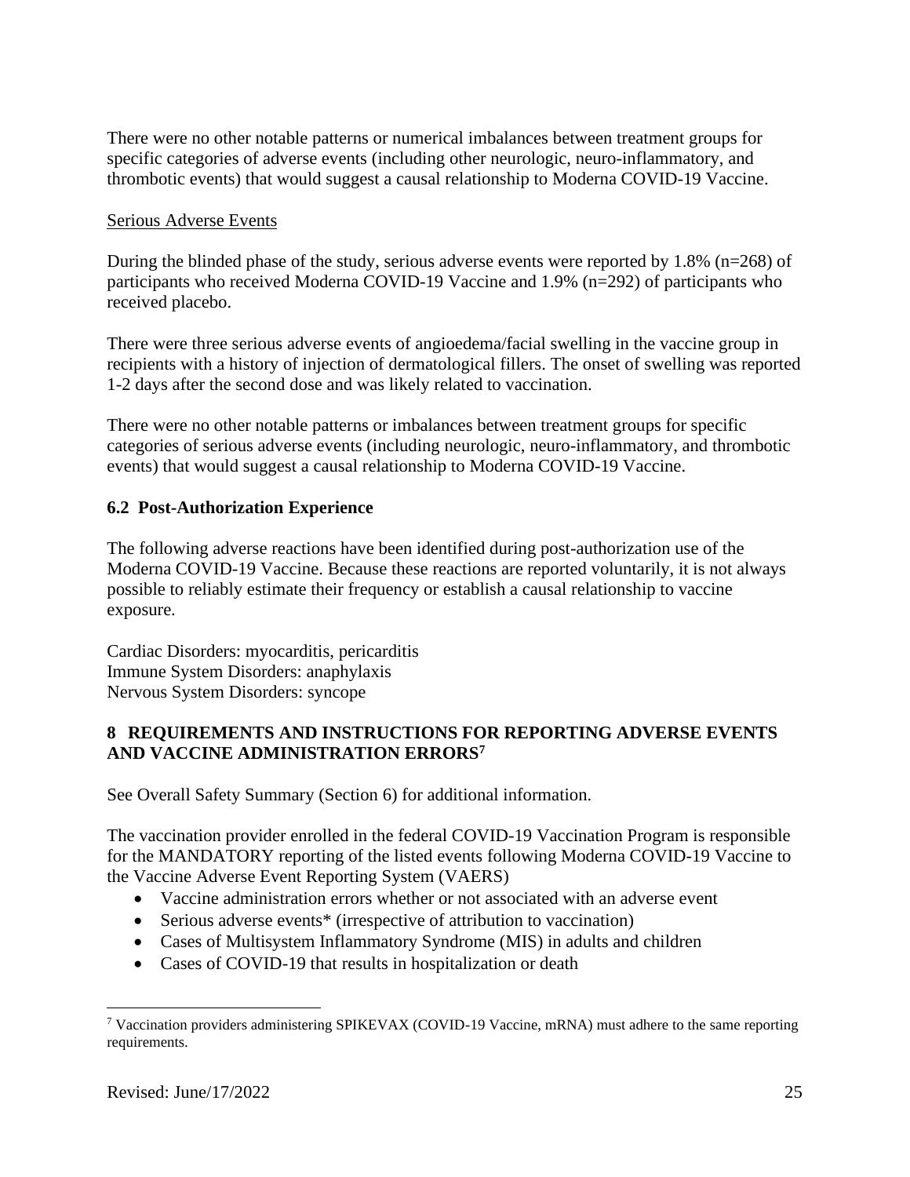There were no other notable patterns or numerical imbalances between treatment groups for specific categories of adverse events (including other neurologic, neuro-inflammatory, and thrombotic events) that would suggest a causal relationship to Moderna COVID-19 Vaccine.

Serious Adverse Events

During the blinded phase of the study, serious adverse events were reported by 1.8% (n=268) of participants who received Moderna COVID-19 Vaccine and 1.9% (n=292) of participants who received placebo.

There were three serious adverse events of angioedema/facial swelling in the vaccine group in recipients with a history of injection of dermatological fillers. The onset of swelling was reported 1-2 days after the second dose and was likely related to vaccination.

There were no other notable patterns or imbalances between treatment groups for specific categories of serious adverse events (including neurologic, neuro-inflammatory, and thrombotic events) that would suggest a causal relationship to Moderna COVID-19 Vaccine.

### 6.2 Post-Authorization Experience

The following adverse reactions have been identified during post-authorization use of the Moderna COVID-19 Vaccine. Because these reactions are reported voluntarily, it is not always possible to reliably estimate their frequency or establish a causal relationship to vaccine exposure.

Cardiac Disorders: myocarditis, pericarditis
Immune System Disorders: anaphylaxis
Nervous System Disorders: syncope

## 8 REQUIREMENTS AND INSTRUCTIONS FOR REPORTING ADVERSE EVENTS AND VACCINE ADMINISTRATION ERRORS[7]

See Overall Safety Summary (Section 6) for additional information.

The vaccination provider enrolled in the federal COVID-19 Vaccination Program is responsible for the MANDATORY reporting of the listed events following Moderna COVID-19 Vaccine to the Vaccine Adverse Event Reporting System (VAERS)

- Vaccine administration errors whether or not associated with an adverse event
- Serious adverse events* (irrespective of attribution to vaccination)
- Cases of Multisystem Inflammatory Syndrome (MIS) in adults and children
- Cases of COVID-19 that results in hospitalization or death

[7] Vaccination providers administering SPIKEVAX (COVID-19 Vaccine, mRNA) must adhere to the same reporting requirements.

Revised: June/17/2022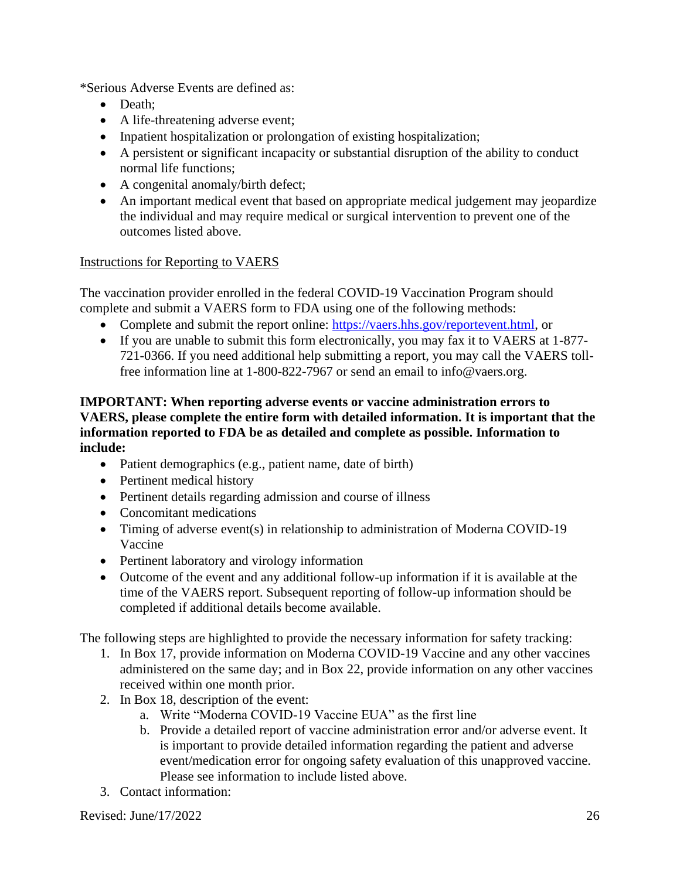*Serious Adverse Events are defined as:

- Death;
- A life-threatening adverse event;
- Inpatient hospitalization or prolongation of existing hospitalization;
- A persistent or significant incapacity or substantial disruption of the ability to conduct normal life functions;
- A congenital anomaly/birth defect;
- An important medical event that based on appropriate medical judgement may jeopardize the individual and may require medical or surgical intervention to prevent one of the outcomes listed above.

Instructions for Reporting to VAERS

The vaccination provider enrolled in the federal COVID-19 Vaccination Program should complete and submit a VAERS form to FDA using one of the following methods:

- Complete and submit the report online: [https://vaers.hhs.gov/reportevent.html](https://vaers.hhs.gov/reportevent.html), or
- If you are unable to submit this form electronically, you may fax it to VAERS at 1-877-721-0366. If you need additional help submitting a report, you may call the VAERS toll-free information line at 1-800-822-7967 or send an email to info@vaers.org.

**IMPORTANT: When reporting adverse events or vaccine administration errors to VAERS, please complete the entire form with detailed information. It is important that the information reported to FDA be as detailed and complete as possible. Information to include:**

- Patient demographics (e.g., patient name, date of birth)
- Pertinent medical history
- Pertinent details regarding admission and course of illness
- Concomitant medications
- Timing of adverse event(s) in relationship to administration of Moderna COVID-19 Vaccine
- Pertinent laboratory and virology information
- Outcome of the event and any additional follow-up information if it is available at the time of the VAERS report. Subsequent reporting of follow-up information should be completed if additional details become available.

The following steps are highlighted to provide the necessary information for safety tracking:

1. In Box 17, provide information on Moderna COVID-19 Vaccine and any other vaccines administered on the same day; and in Box 22, provide information on any other vaccines received within one month prior.
2. In Box 18, description of the event:
   a. Write "Moderna COVID-19 Vaccine EUA" as the first line
   b. Provide a detailed report of vaccine administration error and/or adverse event. It is important to provide detailed information regarding the patient and adverse event/medication error for ongoing safety evaluation of this unapproved vaccine. Please see information to include listed above.
3. Contact information: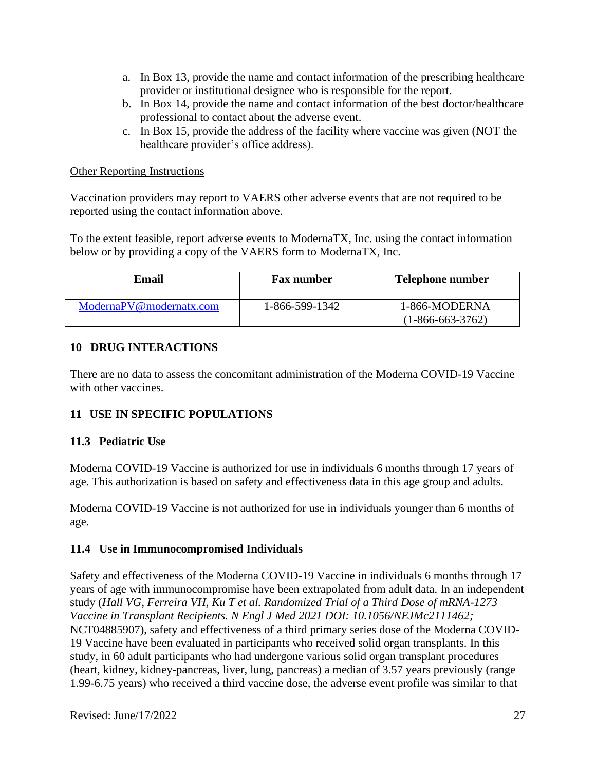a. In Box 13, provide the name and contact information of the prescribing healthcare provider or institutional designee who is responsible for the report.
b. In Box 14, provide the name and contact information of the best doctor/healthcare professional to contact about the adverse event.
c. In Box 15, provide the address of the facility where vaccine was given (NOT the healthcare provider's office address).

Other Reporting Instructions

Vaccination providers may report to VAERS other adverse events that are not required to be reported using the contact information above.

To the extent feasible, report adverse events to ModernaTX, Inc. using the contact information below or by providing a copy of the VAERS form to ModernaTX, Inc.

| Email | Fax number | Telephone number |
|---|---|---|
| ModernaPV@modernatx.com | 1-866-599-1342 | 1-866-MODERNA (1-866-663-3762) |

## 10 DRUG INTERACTIONS

There are no data to assess the concomitant administration of the Moderna COVID-19 Vaccine with other vaccines.

## 11 USE IN SPECIFIC POPULATIONS

### 11.3 Pediatric Use

Moderna COVID-19 Vaccine is authorized for use in individuals 6 months through 17 years of age. This authorization is based on safety and effectiveness data in this age group and adults.

Moderna COVID-19 Vaccine is not authorized for use in individuals younger than 6 months of age.

### 11.4 Use in Immunocompromised Individuals

Safety and effectiveness of the Moderna COVID-19 Vaccine in individuals 6 months through 17 years of age with immunocompromise have been extrapolated from adult data. In an independent study (*Hall VG, Ferreira VH, Ku T et al. Randomized Trial of a Third Dose of mRNA-1273 Vaccine in Transplant Recipients. N Engl J Med 2021 DOI: 10.1056/NEJMc2111462;* NCT04885907), safety and effectiveness of a third primary series dose of the Moderna COVID-19 Vaccine have been evaluated in participants who received solid organ transplants. In this study, in 60 adult participants who had undergone various solid organ transplant procedures (heart, kidney, kidney-pancreas, liver, lung, pancreas) a median of 3.57 years previously (range 1.99-6.75 years) who received a third vaccine dose, the adverse event profile was similar to that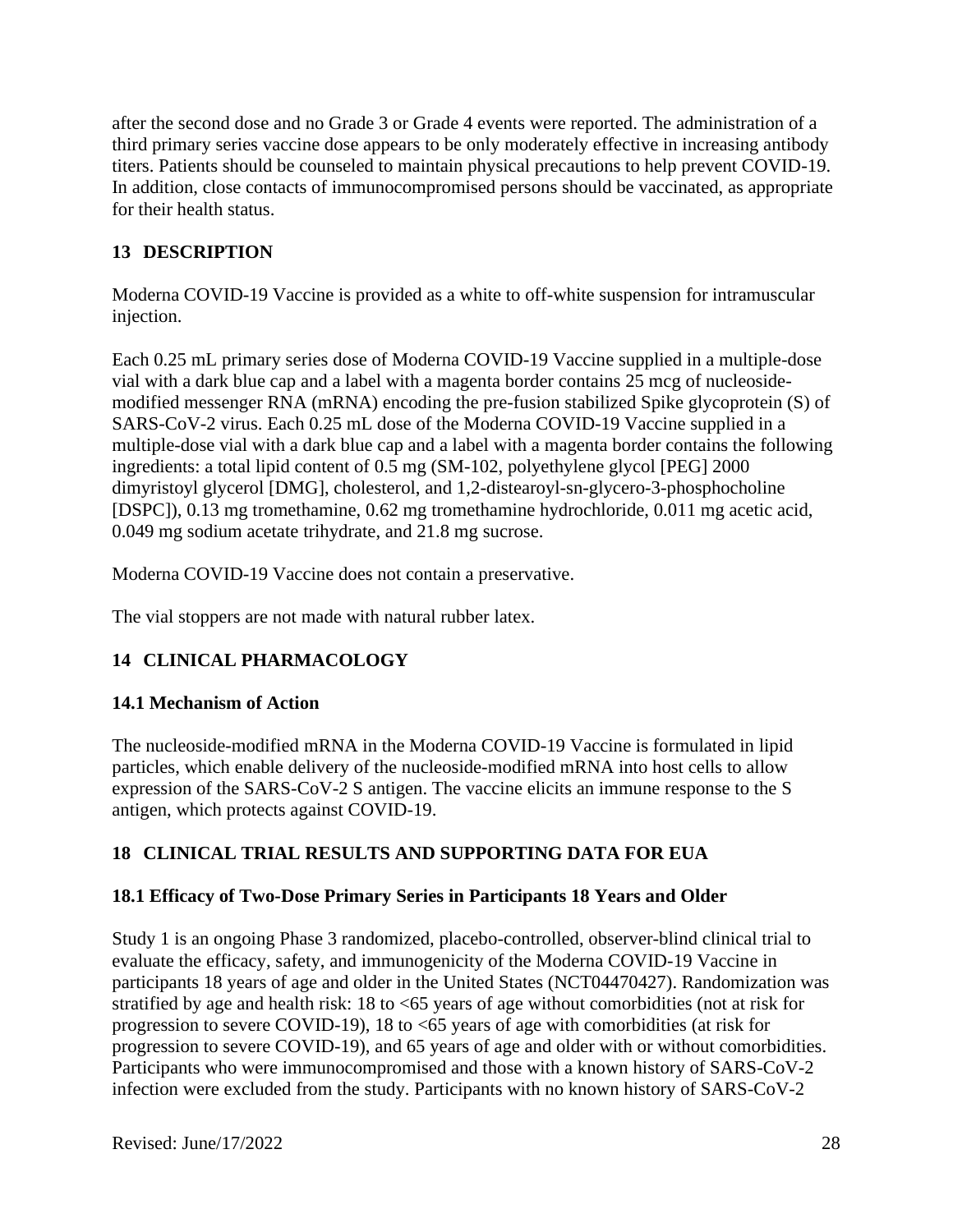after the second dose and no Grade 3 or Grade 4 events were reported. The administration of a third primary series vaccine dose appears to be only moderately effective in increasing antibody titers. Patients should be counseled to maintain physical precautions to help prevent COVID-19. In addition, close contacts of immunocompromised persons should be vaccinated, as appropriate for their health status.

## 13 DESCRIPTION

Moderna COVID-19 Vaccine is provided as a white to off-white suspension for intramuscular injection.

Each 0.25 mL primary series dose of Moderna COVID-19 Vaccine supplied in a multiple-dose vial with a dark blue cap and a label with a magenta border contains 25 mcg of nucleoside-modified messenger RNA (mRNA) encoding the pre-fusion stabilized Spike glycoprotein (S) of SARS-CoV-2 virus. Each 0.25 mL dose of the Moderna COVID-19 Vaccine supplied in a multiple-dose vial with a dark blue cap and a label with a magenta border contains the following ingredients: a total lipid content of 0.5 mg (SM-102, polyethylene glycol [PEG] 2000 dimyristoyl glycerol [DMG], cholesterol, and 1,2-distearoyl-sn-glycero-3-phosphocholine [DSPC]), 0.13 mg tromethamine, 0.62 mg tromethamine hydrochloride, 0.011 mg acetic acid, 0.049 mg sodium acetate trihydrate, and 21.8 mg sucrose.

Moderna COVID-19 Vaccine does not contain a preservative.

The vial stoppers are not made with natural rubber latex.

## 14 CLINICAL PHARMACOLOGY

### 14.1 Mechanism of Action

The nucleoside-modified mRNA in the Moderna COVID-19 Vaccine is formulated in lipid particles, which enable delivery of the nucleoside-modified mRNA into host cells to allow expression of the SARS-CoV-2 S antigen. The vaccine elicits an immune response to the S antigen, which protects against COVID-19.

## 18 CLINICAL TRIAL RESULTS AND SUPPORTING DATA FOR EUA

### 18.1 Efficacy of Two-Dose Primary Series in Participants 18 Years and Older

Study 1 is an ongoing Phase 3 randomized, placebo-controlled, observer-blind clinical trial to evaluate the efficacy, safety, and immunogenicity of the Moderna COVID-19 Vaccine in participants 18 years of age and older in the United States (NCT04470427). Randomization was stratified by age and health risk: 18 to <65 years of age without comorbidities (not at risk for progression to severe COVID-19), 18 to <65 years of age with comorbidities (at risk for progression to severe COVID-19), and 65 years of age and older with or without comorbidities. Participants who were immunocompromised and those with a known history of SARS-CoV-2 infection were excluded from the study. Participants with no known history of SARS-CoV-2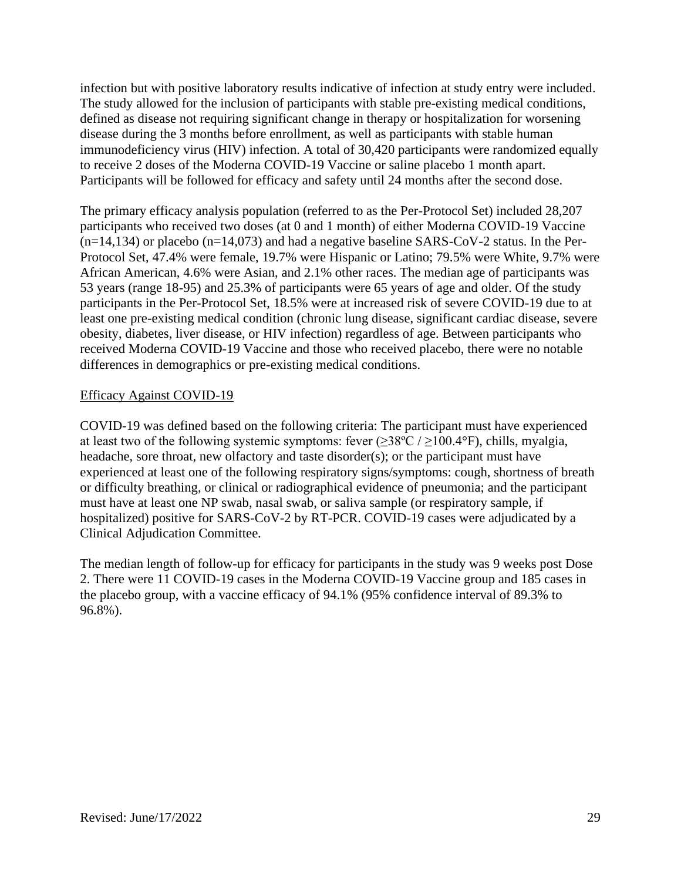infection but with positive laboratory results indicative of infection at study entry were included. The study allowed for the inclusion of participants with stable pre-existing medical conditions, defined as disease not requiring significant change in therapy or hospitalization for worsening disease during the 3 months before enrollment, as well as participants with stable human immunodeficiency virus (HIV) infection. A total of 30,420 participants were randomized equally to receive 2 doses of the Moderna COVID-19 Vaccine or saline placebo 1 month apart. Participants will be followed for efficacy and safety until 24 months after the second dose.

The primary efficacy analysis population (referred to as the Per-Protocol Set) included 28,207 participants who received two doses (at 0 and 1 month) of either Moderna COVID-19 Vaccine (n=14,134) or placebo (n=14,073) and had a negative baseline SARS-CoV-2 status. In the Per-Protocol Set, 47.4% were female, 19.7% were Hispanic or Latino; 79.5% were White, 9.7% were African American, 4.6% were Asian, and 2.1% other races. The median age of participants was 53 years (range 18-95) and 25.3% of participants were 65 years of age and older. Of the study participants in the Per-Protocol Set, 18.5% were at increased risk of severe COVID-19 due to at least one pre-existing medical condition (chronic lung disease, significant cardiac disease, severe obesity, diabetes, liver disease, or HIV infection) regardless of age. Between participants who received Moderna COVID-19 Vaccine and those who received placebo, there were no notable differences in demographics or pre-existing medical conditions.

<u>Efficacy Against COVID-19</u>

COVID-19 was defined based on the following criteria: The participant must have experienced at least two of the following systemic symptoms: fever (≥38ºC / ≥100.4°F), chills, myalgia, headache, sore throat, new olfactory and taste disorder(s); or the participant must have experienced at least one of the following respiratory signs/symptoms: cough, shortness of breath or difficulty breathing, or clinical or radiographical evidence of pneumonia; and the participant must have at least one NP swab, nasal swab, or saliva sample (or respiratory sample, if hospitalized) positive for SARS-CoV-2 by RT-PCR. COVID-19 cases were adjudicated by a Clinical Adjudication Committee.

The median length of follow-up for efficacy for participants in the study was 9 weeks post Dose 2. There were 11 COVID-19 cases in the Moderna COVID-19 Vaccine group and 185 cases in the placebo group, with a vaccine efficacy of 94.1% (95% confidence interval of 89.3% to 96.8%).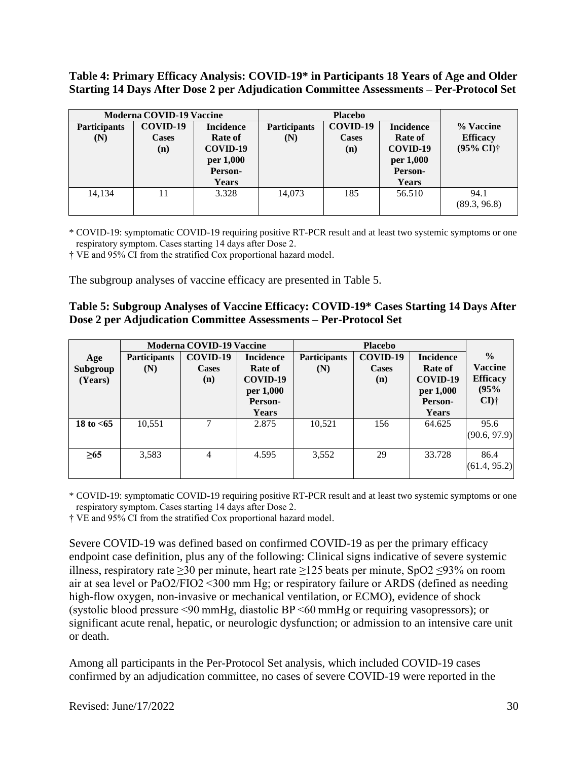**Table 4: Primary Efficacy Analysis: COVID-19* in Participants 18 Years of Age and Older Starting 14 Days After Dose 2 per Adjudication Committee Assessments – Per-Protocol Set**

| Moderna COVID-19 Vaccine | | | Placebo | | | |
|---|---|---|---|---|---|---|
| Participants (N) | COVID-19 Cases (n) | Incidence Rate of COVID-19 per 1,000 Person-Years | Participants (N) | COVID-19 Cases (n) | Incidence Rate of COVID-19 per 1,000 Person-Years | % Vaccine Efficacy (95% CI)† |
| 14,134 | 11 | 3.328 | 14,073 | 185 | 56.510 | 94.1 (89.3, 96.8) |

* COVID-19: symptomatic COVID-19 requiring positive RT-PCR result and at least two systemic symptoms or one respiratory symptom. Cases starting 14 days after Dose 2.

† VE and 95% CI from the stratified Cox proportional hazard model.

The subgroup analyses of vaccine efficacy are presented in Table 5.

**Table 5: Subgroup Analyses of Vaccine Efficacy: COVID-19* Cases Starting 14 Days After Dose 2 per Adjudication Committee Assessments – Per-Protocol Set**

| | Moderna COVID-19 Vaccine | | | Placebo | | | |
|---|---|---|---|---|---|---|---|
| Age Subgroup (Years) | Participants (N) | COVID-19 Cases (n) | Incidence Rate of COVID-19 per 1,000 Person-Years | Participants (N) | COVID-19 Cases (n) | Incidence Rate of COVID-19 per 1,000 Person-Years | % Vaccine Efficacy (95% CI)† |
| **18 to <65** | 10,551 | 7 | 2.875 | 10,521 | 156 | 64.625 | 95.6 (90.6, 97.9) |
| **≥65** | 3,583 | 4 | 4.595 | 3,552 | 29 | 33.728 | 86.4 (61.4, 95.2) |

* COVID-19: symptomatic COVID-19 requiring positive RT-PCR result and at least two systemic symptoms or one respiratory symptom. Cases starting 14 days after Dose 2.

† VE and 95% CI from the stratified Cox proportional hazard model.

Severe COVID-19 was defined based on confirmed COVID-19 as per the primary efficacy endpoint case definition, plus any of the following: Clinical signs indicative of severe systemic illness, respiratory rate ≥30 per minute, heart rate ≥125 beats per minute, SpO2 ≤93% on room air at sea level or PaO2/FIO2 <300 mm Hg; or respiratory failure or ARDS (defined as needing high-flow oxygen, non-invasive or mechanical ventilation, or ECMO), evidence of shock (systolic blood pressure <90 mmHg, diastolic BP <60 mmHg or requiring vasopressors); or significant acute renal, hepatic, or neurologic dysfunction; or admission to an intensive care unit or death.

Among all participants in the Per-Protocol Set analysis, which included COVID-19 cases confirmed by an adjudication committee, no cases of severe COVID-19 were reported in the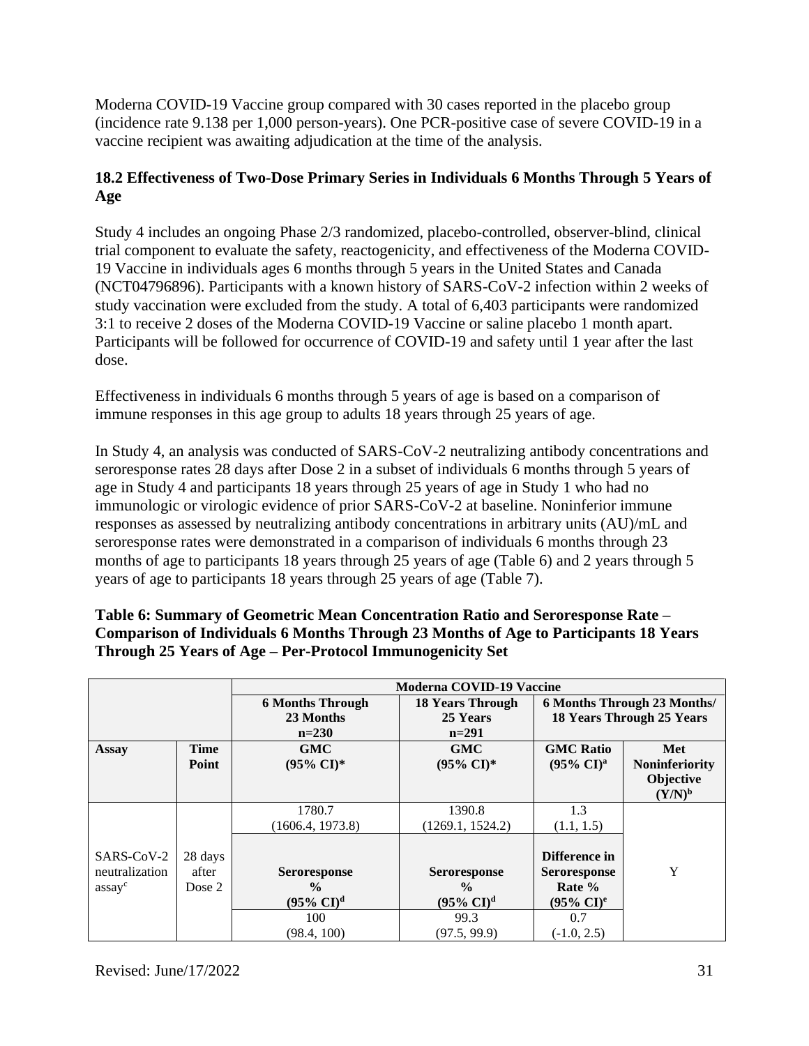Moderna COVID-19 Vaccine group compared with 30 cases reported in the placebo group (incidence rate 9.138 per 1,000 person-years). One PCR-positive case of severe COVID-19 in a vaccine recipient was awaiting adjudication at the time of the analysis.

## 18.2 Effectiveness of Two-Dose Primary Series in Individuals 6 Months Through 5 Years of Age

Study 4 includes an ongoing Phase 2/3 randomized, placebo-controlled, observer-blind, clinical trial component to evaluate the safety, reactogenicity, and effectiveness of the Moderna COVID-19 Vaccine in individuals ages 6 months through 5 years in the United States and Canada (NCT04796896). Participants with a known history of SARS-CoV-2 infection within 2 weeks of study vaccination were excluded from the study. A total of 6,403 participants were randomized 3:1 to receive 2 doses of the Moderna COVID-19 Vaccine or saline placebo 1 month apart. Participants will be followed for occurrence of COVID-19 and safety until 1 year after the last dose.

Effectiveness in individuals 6 months through 5 years of age is based on a comparison of immune responses in this age group to adults 18 years through 25 years of age.

In Study 4, an analysis was conducted of SARS-CoV-2 neutralizing antibody concentrations and seroresponse rates 28 days after Dose 2 in a subset of individuals 6 months through 5 years of age in Study 4 and participants 18 years through 25 years of age in Study 1 who had no immunologic or virologic evidence of prior SARS-CoV-2 at baseline. Noninferior immune responses as assessed by neutralizing antibody concentrations in arbitrary units (AU)/mL and seroresponse rates were demonstrated in a comparison of individuals 6 months through 23 months of age to participants 18 years through 25 years of age (Table 6) and 2 years through 5 years of age to participants 18 years through 25 years of age (Table 7).

**Table 6: Summary of Geometric Mean Concentration Ratio and Seroresponse Rate – Comparison of Individuals 6 Months Through 23 Months of Age to Participants 18 Years Through 25 Years of Age – Per-Protocol Immunogenicity Set**

| | | Moderna COVID-19 Vaccine | | | |
|---|---|---|---|---|---|
| | | 6 Months Through 23 Months n=230 | 18 Years Through 25 Years n=291 | 6 Months Through 23 Months/ 18 Years Through 25 Years | |
| **Assay** | **Time Point** | **GMC (95% CI)*** | **GMC (95% CI)*** | **GMC Ratio (95% CI)[a]** | **Met Noninferiority Objective (Y/N)[b]** |
| SARS-CoV-2 neutralization assay[c] | 28 days after Dose 2 | 1780.7 (1606.4, 1973.8) | 1390.8 (1269.1, 1524.2) | 1.3 (1.1, 1.5) | Y |
| | | **Seroresponse % (95% CI)[d]** | **Seroresponse % (95% CI)[d]** | **Difference in Seroresponse Rate % (95% CI)[e]** | |
| | | 100 (98.4, 100) | 99.3 (97.5, 99.9) | 0.7 (-1.0, 2.5) | |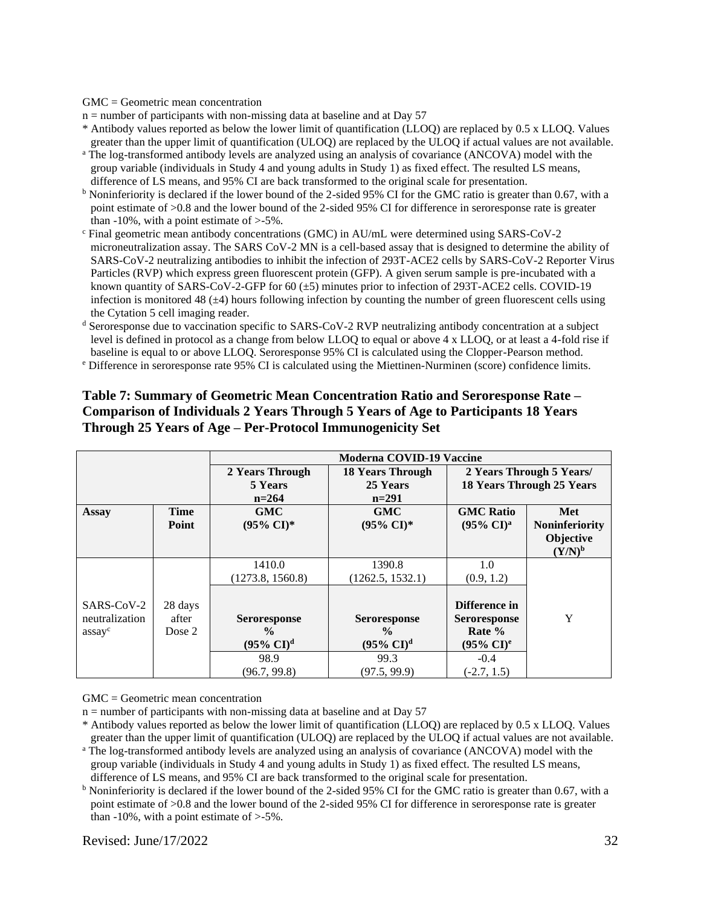GMC = Geometric mean concentration

n = number of participants with non-missing data at baseline and at Day 57

\* Antibody values reported as below the lower limit of quantification (LLOQ) are replaced by 0.5 x LLOQ. Values greater than the upper limit of quantification (ULOQ) are replaced by the ULOQ if actual values are not available.

[a] The log-transformed antibody levels are analyzed using an analysis of covariance (ANCOVA) model with the group variable (individuals in Study 4 and young adults in Study 1) as fixed effect. The resulted LS means, difference of LS means, and 95% CI are back transformed to the original scale for presentation.

[b] Noninferiority is declared if the lower bound of the 2-sided 95% CI for the GMC ratio is greater than 0.67, with a point estimate of >0.8 and the lower bound of the 2-sided 95% CI for difference in seroresponse rate is greater than -10%, with a point estimate of >-5%.

[c] Final geometric mean antibody concentrations (GMC) in AU/mL were determined using SARS-CoV-2 microneutralization assay. The SARS CoV-2 MN is a cell-based assay that is designed to determine the ability of SARS-CoV-2 neutralizing antibodies to inhibit the infection of 293T-ACE2 cells by SARS-CoV-2 Reporter Virus Particles (RVP) which express green fluorescent protein (GFP). A given serum sample is pre-incubated with a known quantity of SARS-CoV-2-GFP for 60 (±5) minutes prior to infection of 293T-ACE2 cells. COVID-19 infection is monitored 48 (±4) hours following infection by counting the number of green fluorescent cells using the Cytation 5 cell imaging reader.

[d] Seroresponse due to vaccination specific to SARS-CoV-2 RVP neutralizing antibody concentration at a subject level is defined in protocol as a change from below LLOQ to equal or above 4 x LLOQ, or at least a 4-fold rise if baseline is equal to or above LLOQ. Seroresponse 95% CI is calculated using the Clopper-Pearson method.

[e] Difference in seroresponse rate 95% CI is calculated using the Miettinen-Nurminen (score) confidence limits.

### Table 7: Summary of Geometric Mean Concentration Ratio and Seroresponse Rate – Comparison of Individuals 2 Years Through 5 Years of Age to Participants 18 Years Through 25 Years of Age – Per-Protocol Immunogenicity Set

| | | Moderna COVID-19 Vaccine | | | |
|---|---|---|---|---|---|
| | | 2 Years Through 5 Years n=264 | 18 Years Through 25 Years n=291 | 2 Years Through 5 Years/ 18 Years Through 25 Years | |
| **Assay** | **Time Point** | **GMC (95% CI)\*** | **GMC (95% CI)\*** | **GMC Ratio (95% CI)[a]** | **Met Noninferiority Objective (Y/N)[b]** |
| SARS-CoV-2 neutralization assay[c] | 28 days after Dose 2 | 1410.0 (1273.8, 1560.8) | 1390.8 (1262.5, 1532.1) | 1.0 (0.9, 1.2) | Y |
| | | **Seroresponse % (95% CI)[d]** | **Seroresponse % (95% CI)[d]** | **Difference in Seroresponse Rate % (95% CI)[e]** | |
| | | 98.9 (96.7, 99.8) | 99.3 (97.5, 99.9) | -0.4 (-2.7, 1.5) | |

GMC = Geometric mean concentration

n = number of participants with non-missing data at baseline and at Day 57

\* Antibody values reported as below the lower limit of quantification (LLOQ) are replaced by 0.5 x LLOQ. Values greater than the upper limit of quantification (ULOQ) are replaced by the ULOQ if actual values are not available.

[a] The log-transformed antibody levels are analyzed using an analysis of covariance (ANCOVA) model with the group variable (individuals in Study 4 and young adults in Study 1) as fixed effect. The resulted LS means, difference of LS means, and 95% CI are back transformed to the original scale for presentation.

[b] Noninferiority is declared if the lower bound of the 2-sided 95% CI for the GMC ratio is greater than 0.67, with a point estimate of >0.8 and the lower bound of the 2-sided 95% CI for difference in seroresponse rate is greater than -10%, with a point estimate of >-5%.

Revised: June/17/2022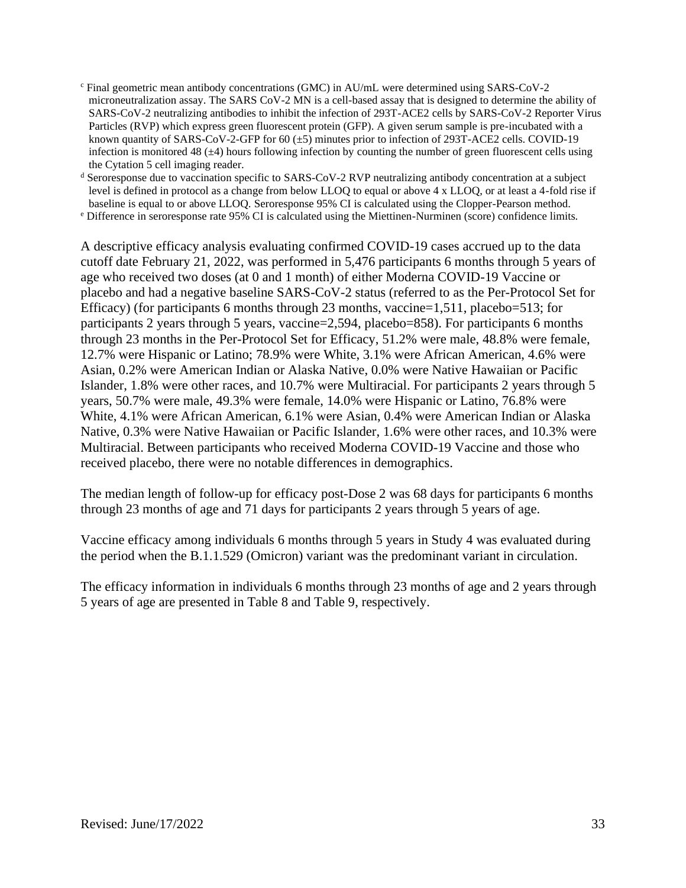[c] Final geometric mean antibody concentrations (GMC) in AU/mL were determined using SARS-CoV-2 microneutralization assay. The SARS CoV-2 MN is a cell-based assay that is designed to determine the ability of SARS-CoV-2 neutralizing antibodies to inhibit the infection of 293T-ACE2 cells by SARS-CoV-2 Reporter Virus Particles (RVP) which express green fluorescent protein (GFP). A given serum sample is pre-incubated with a known quantity of SARS-CoV-2-GFP for 60 (±5) minutes prior to infection of 293T-ACE2 cells. COVID-19 infection is monitored 48 (±4) hours following infection by counting the number of green fluorescent cells using the Cytation 5 cell imaging reader.

[d] Seroresponse due to vaccination specific to SARS-CoV-2 RVP neutralizing antibody concentration at a subject level is defined in protocol as a change from below LLOQ to equal or above 4 x LLOQ, or at least a 4-fold rise if baseline is equal to or above LLOQ. Seroresponse 95% CI is calculated using the Clopper-Pearson method.

[e] Difference in seroresponse rate 95% CI is calculated using the Miettinen-Nurminen (score) confidence limits.

A descriptive efficacy analysis evaluating confirmed COVID-19 cases accrued up to the data cutoff date February 21, 2022, was performed in 5,476 participants 6 months through 5 years of age who received two doses (at 0 and 1 month) of either Moderna COVID-19 Vaccine or placebo and had a negative baseline SARS-CoV-2 status (referred to as the Per-Protocol Set for Efficacy) (for participants 6 months through 23 months, vaccine=1,511, placebo=513; for participants 2 years through 5 years, vaccine=2,594, placebo=858). For participants 6 months through 23 months in the Per-Protocol Set for Efficacy, 51.2% were male, 48.8% were female, 12.7% were Hispanic or Latino; 78.9% were White, 3.1% were African American, 4.6% were Asian, 0.2% were American Indian or Alaska Native, 0.0% were Native Hawaiian or Pacific Islander, 1.8% were other races, and 10.7% were Multiracial. For participants 2 years through 5 years, 50.7% were male, 49.3% were female, 14.0% were Hispanic or Latino, 76.8% were White, 4.1% were African American, 6.1% were Asian, 0.4% were American Indian or Alaska Native, 0.3% were Native Hawaiian or Pacific Islander, 1.6% were other races, and 10.3% were Multiracial. Between participants who received Moderna COVID-19 Vaccine and those who received placebo, there were no notable differences in demographics.

The median length of follow-up for efficacy post-Dose 2 was 68 days for participants 6 months through 23 months of age and 71 days for participants 2 years through 5 years of age.

Vaccine efficacy among individuals 6 months through 5 years in Study 4 was evaluated during the period when the B.1.1.529 (Omicron) variant was the predominant variant in circulation.

The efficacy information in individuals 6 months through 23 months of age and 2 years through 5 years of age are presented in Table 8 and Table 9, respectively.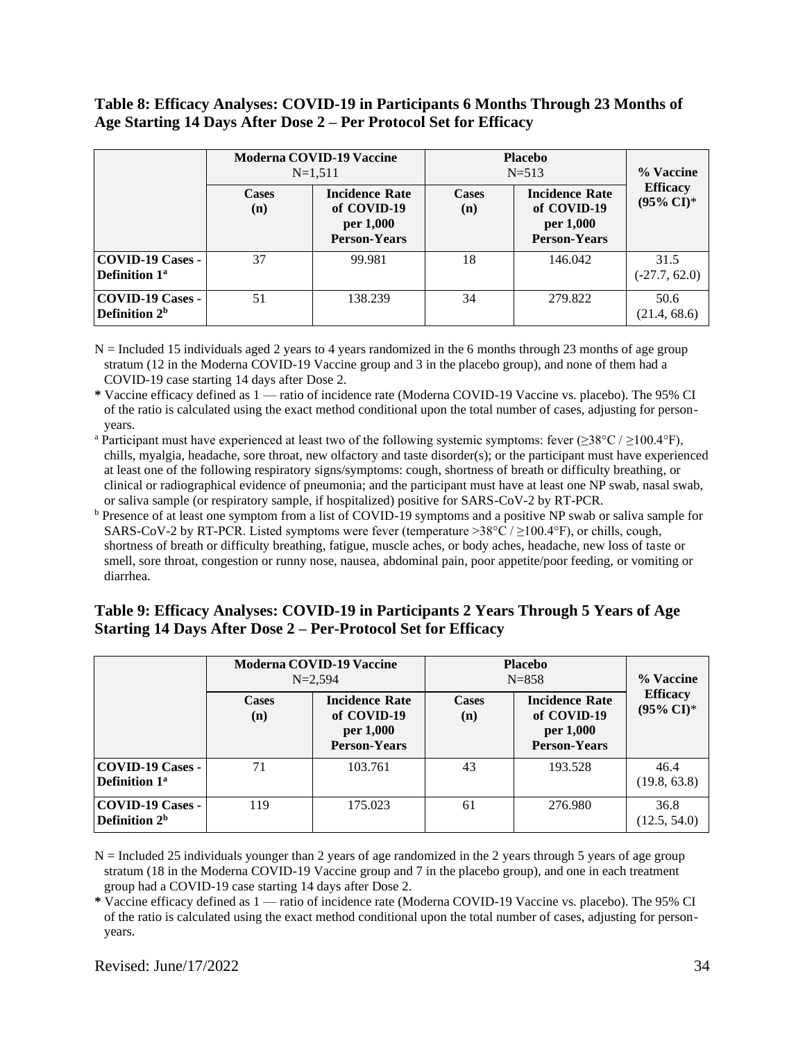**Table 8: Efficacy Analyses: COVID-19 in Participants 6 Months Through 23 Months of Age Starting 14 Days After Dose 2 – Per Protocol Set for Efficacy**

| | Moderna COVID-19 Vaccine N=1,511 | | Placebo N=513 | | % Vaccine Efficacy (95% CI)* |
|---|---|---|---|---|---|
| | Cases (n) | Incidence Rate of COVID-19 per 1,000 Person-Years | Cases (n) | Incidence Rate of COVID-19 per 1,000 Person-Years | |
| COVID-19 Cases - Definition 1[a] | 37 | 99.981 | 18 | 146.042 | 31.5 (-27.7, 62.0) |
| COVID-19 Cases - Definition 2[b] | 51 | 138.239 | 34 | 279.822 | 50.6 (21.4, 68.6) |

N = Included 15 individuals aged 2 years to 4 years randomized in the 6 months through 23 months of age group stratum (12 in the Moderna COVID-19 Vaccine group and 3 in the placebo group), and none of them had a COVID-19 case starting 14 days after Dose 2.

\* Vaccine efficacy defined as 1 — ratio of incidence rate (Moderna COVID-19 Vaccine vs. placebo). The 95% CI of the ratio is calculated using the exact method conditional upon the total number of cases, adjusting for person-years.

[a] Participant must have experienced at least two of the following systemic symptoms: fever (≥38°C / ≥100.4°F), chills, myalgia, headache, sore throat, new olfactory and taste disorder(s); or the participant must have experienced at least one of the following respiratory signs/symptoms: cough, shortness of breath or difficulty breathing, or clinical or radiographical evidence of pneumonia; and the participant must have at least one NP swab, nasal swab, or saliva sample (or respiratory sample, if hospitalized) positive for SARS-CoV-2 by RT-PCR.

[b] Presence of at least one symptom from a list of COVID-19 symptoms and a positive NP swab or saliva sample for SARS-CoV-2 by RT-PCR. Listed symptoms were fever (temperature >38°C / ≥100.4°F), or chills, cough, shortness of breath or difficulty breathing, fatigue, muscle aches, or body aches, headache, new loss of taste or smell, sore throat, congestion or runny nose, nausea, abdominal pain, poor appetite/poor feeding, or vomiting or diarrhea.

**Table 9: Efficacy Analyses: COVID-19 in Participants 2 Years Through 5 Years of Age Starting 14 Days After Dose 2 – Per-Protocol Set for Efficacy**

| | Moderna COVID-19 Vaccine N=2,594 | | Placebo N=858 | | % Vaccine Efficacy (95% CI)* |
|---|---|---|---|---|---|
| | Cases (n) | Incidence Rate of COVID-19 per 1,000 Person-Years | Cases (n) | Incidence Rate of COVID-19 per 1,000 Person-Years | |
| COVID-19 Cases - Definition 1[a] | 71 | 103.761 | 43 | 193.528 | 46.4 (19.8, 63.8) |
| COVID-19 Cases - Definition 2[b] | 119 | 175.023 | 61 | 276.980 | 36.8 (12.5, 54.0) |

N = Included 25 individuals younger than 2 years of age randomized in the 2 years through 5 years of age group stratum (18 in the Moderna COVID-19 Vaccine group and 7 in the placebo group), and one in each treatment group had a COVID-19 case starting 14 days after Dose 2.

\* Vaccine efficacy defined as 1 — ratio of incidence rate (Moderna COVID-19 Vaccine vs. placebo). The 95% CI of the ratio is calculated using the exact method conditional upon the total number of cases, adjusting for person-years.

Revised: June/17/2022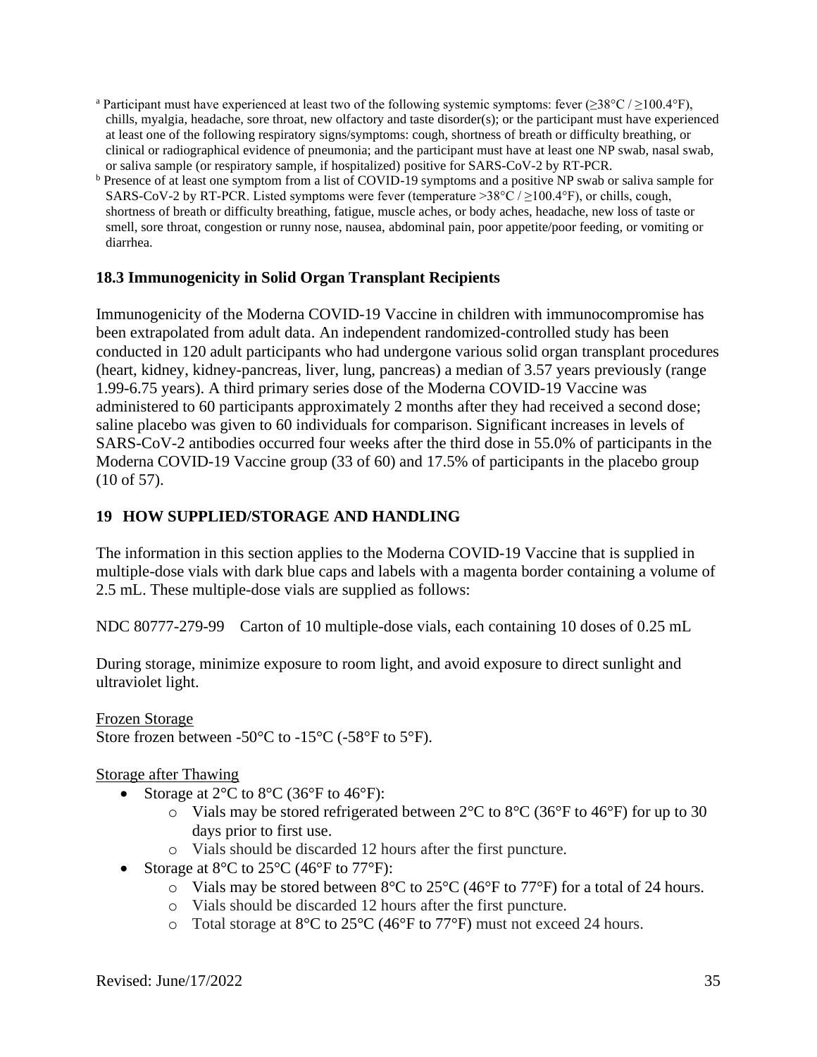[a] Participant must have experienced at least two of the following systemic symptoms: fever (≥38°C / ≥100.4°F), chills, myalgia, headache, sore throat, new olfactory and taste disorder(s); or the participant must have experienced at least one of the following respiratory signs/symptoms: cough, shortness of breath or difficulty breathing, or clinical or radiographical evidence of pneumonia; and the participant must have at least one NP swab, nasal swab, or saliva sample (or respiratory sample, if hospitalized) positive for SARS-CoV-2 by RT-PCR.

[b] Presence of at least one symptom from a list of COVID-19 symptoms and a positive NP swab or saliva sample for SARS-CoV-2 by RT-PCR. Listed symptoms were fever (temperature >38°C / ≥100.4°F), or chills, cough, shortness of breath or difficulty breathing, fatigue, muscle aches, or body aches, headache, new loss of taste or smell, sore throat, congestion or runny nose, nausea, abdominal pain, poor appetite/poor feeding, or vomiting or diarrhea.

### 18.3 Immunogenicity in Solid Organ Transplant Recipients

Immunogenicity of the Moderna COVID-19 Vaccine in children with immunocompromise has been extrapolated from adult data. An independent randomized-controlled study has been conducted in 120 adult participants who had undergone various solid organ transplant procedures (heart, kidney, kidney-pancreas, liver, lung, pancreas) a median of 3.57 years previously (range 1.99-6.75 years). A third primary series dose of the Moderna COVID-19 Vaccine was administered to 60 participants approximately 2 months after they had received a second dose; saline placebo was given to 60 individuals for comparison. Significant increases in levels of SARS-CoV-2 antibodies occurred four weeks after the third dose in 55.0% of participants in the Moderna COVID-19 Vaccine group (33 of 60) and 17.5% of participants in the placebo group (10 of 57).

## 19 HOW SUPPLIED/STORAGE AND HANDLING

The information in this section applies to the Moderna COVID-19 Vaccine that is supplied in multiple-dose vials with dark blue caps and labels with a magenta border containing a volume of 2.5 mL. These multiple-dose vials are supplied as follows:

NDC 80777-279-99 Carton of 10 multiple-dose vials, each containing 10 doses of 0.25 mL

During storage, minimize exposure to room light, and avoid exposure to direct sunlight and ultraviolet light.

Frozen Storage

Store frozen between -50°C to -15°C (-58°F to 5°F).

Storage after Thawing

- Storage at 2°C to 8°C (36°F to 46°F):
  - Vials may be stored refrigerated between 2°C to 8°C (36°F to 46°F) for up to 30 days prior to first use.
  - Vials should be discarded 12 hours after the first puncture.
- Storage at 8°C to 25°C (46°F to 77°F):
  - Vials may be stored between 8°C to 25°C (46°F to 77°F) for a total of 24 hours.
  - Vials should be discarded 12 hours after the first puncture.
  - Total storage at 8°C to 25°C (46°F to 77°F) must not exceed 24 hours.

Revised: June/17/2022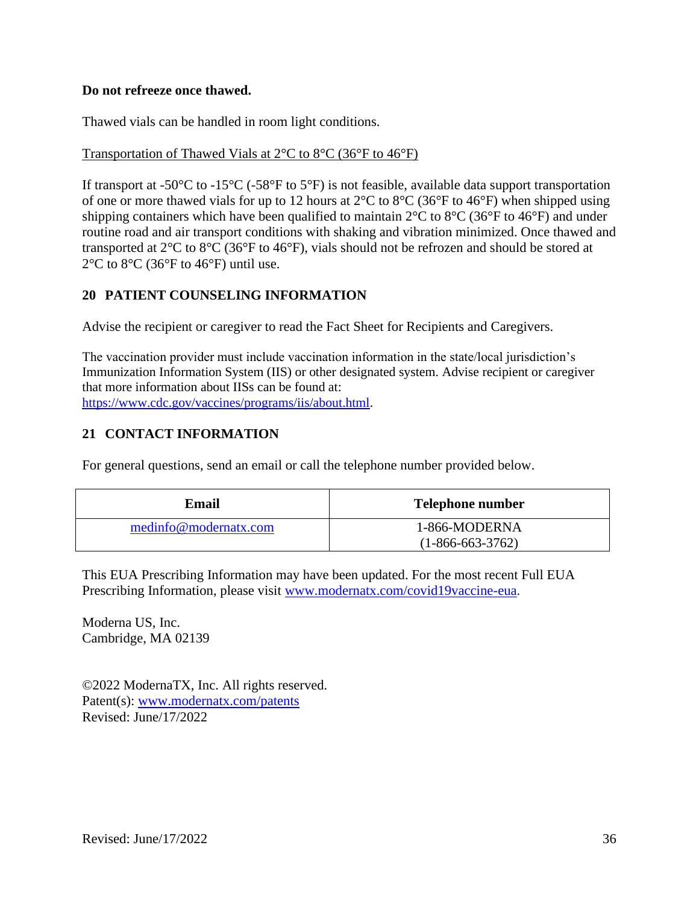**Do not refreeze once thawed.**

Thawed vials can be handled in room light conditions.

Transportation of Thawed Vials at 2°C to 8°C (36°F to 46°F)

If transport at -50°C to -15°C (-58°F to 5°F) is not feasible, available data support transportation of one or more thawed vials for up to 12 hours at 2°C to 8°C (36°F to 46°F) when shipped using shipping containers which have been qualified to maintain 2°C to 8°C (36°F to 46°F) and under routine road and air transport conditions with shaking and vibration minimized. Once thawed and transported at 2°C to 8°C (36°F to 46°F), vials should not be refrozen and should be stored at 2°C to 8°C (36°F to 46°F) until use.

## 20 PATIENT COUNSELING INFORMATION

Advise the recipient or caregiver to read the Fact Sheet for Recipients and Caregivers.

The vaccination provider must include vaccination information in the state/local jurisdiction's Immunization Information System (IIS) or other designated system. Advise recipient or caregiver that more information about IISs can be found at: https://www.cdc.gov/vaccines/programs/iis/about.html.

## 21 CONTACT INFORMATION

For general questions, send an email or call the telephone number provided below.

| Email | Telephone number |
|---|---|
| medinfo@modernatx.com | 1-866-MODERNA (1-866-663-3762) |

This EUA Prescribing Information may have been updated. For the most recent Full EUA Prescribing Information, please visit www.modernatx.com/covid19vaccine-eua.

Moderna US, Inc.
Cambridge, MA 02139

©2022 ModernaTX, Inc. All rights reserved.
Patent(s): www.modernatx.com/patents
Revised: June/17/2022